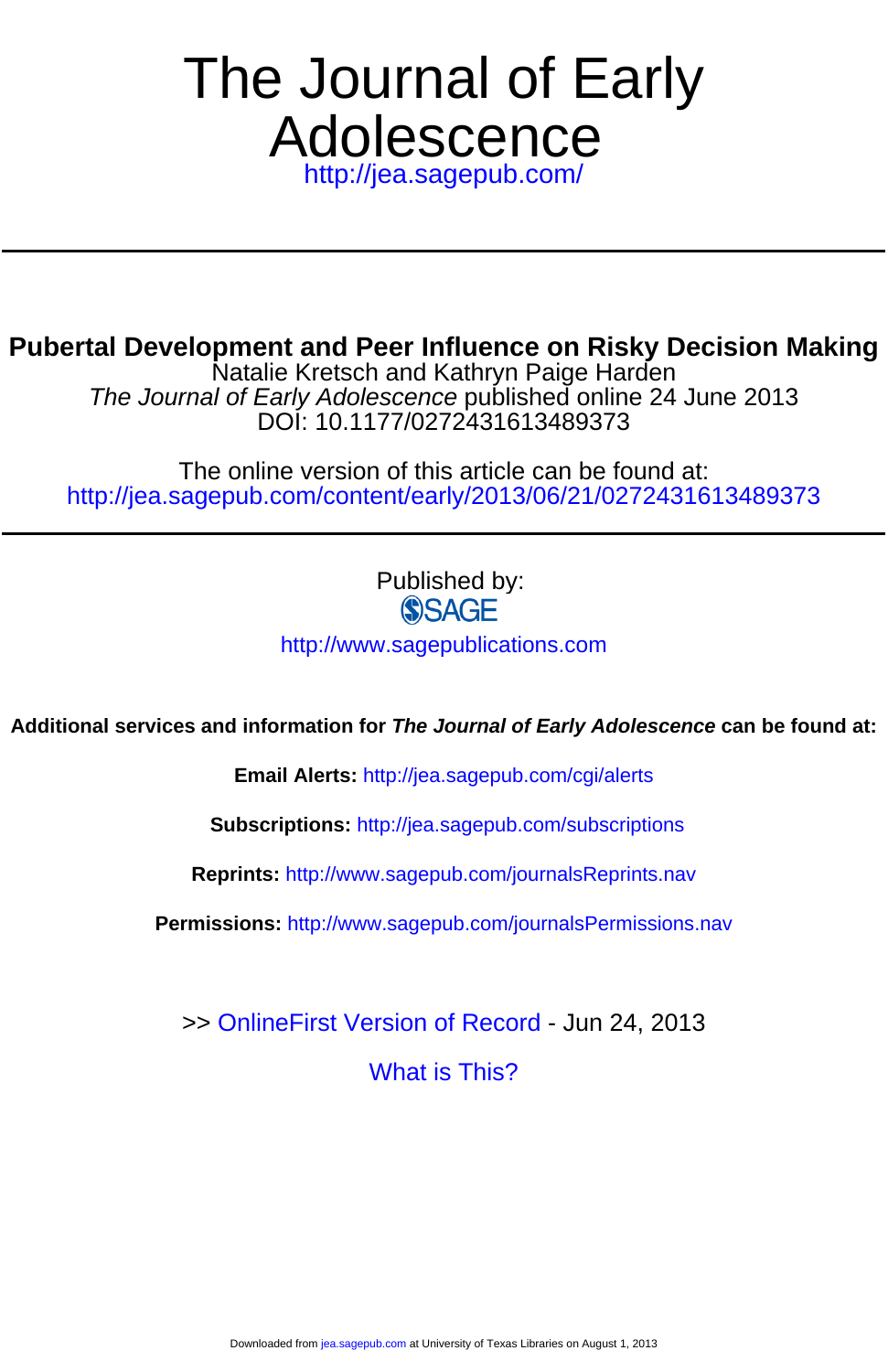# The Journal of Early Adolescence

http://jea.sagepub.com/

## Pubertal Development and Peer Influence on Risky Decision Making

Natalie Kretsch and Kathryn Paige Harden

*The Journal of Early Adolescence* published online 24 June 2013

DOI: 10.1177/0272431613489373

The online version of this article can be found at:

http://jea.sagepub.com/content/early/2013/06/21/0272431613489373

Published by:

SAGE

http://www.sagepublications.com

**Additional services and information for *The Journal of Early Adolescence* can be found at:**

**Email Alerts:** http://jea.sagepub.com/cgi/alerts

**Subscriptions:** http://jea.sagepub.com/subscriptions

**Reprints:** http://www.sagepub.com/journalsReprints.nav

**Permissions:** http://www.sagepub.com/journalsPermissions.nav

>> OnlineFirst Version of Record - Jun 24, 2013

What is This?

Downloaded from jea.sagepub.com at University of Texas Libraries on August 1, 2013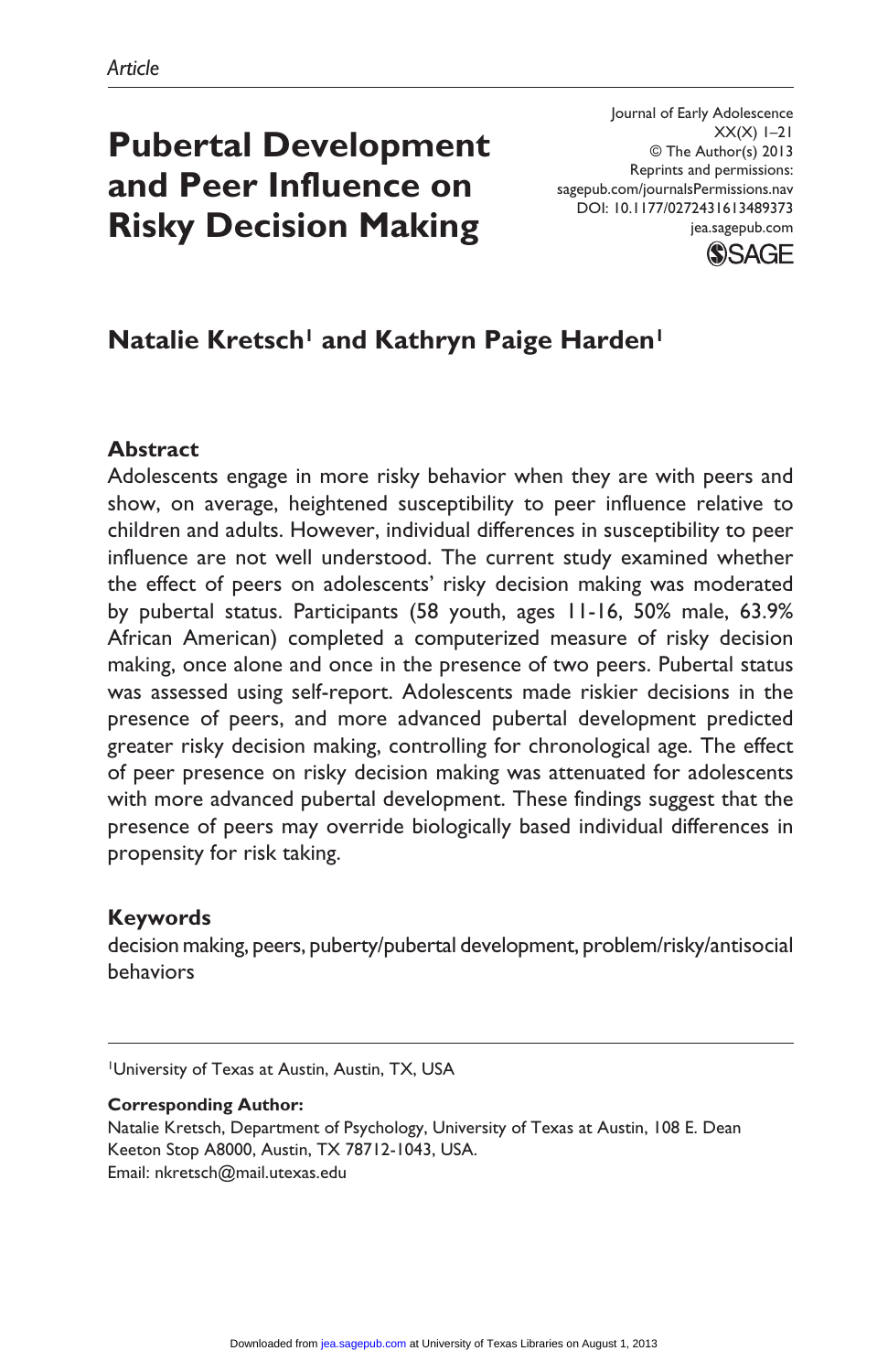Article

# Pubertal Development and Peer Influence on Risky Decision Making

Journal of Early Adolescence
XX(X) 1–21
© The Author(s) 2013
Reprints and permissions:
sagepub.com/journalsPermissions.nav
DOI: 10.1177/0272431613489373
jea.sagepub.com

**Natalie Kretsch[1] and Kathryn Paige Harden[1]**

## Abstract

Adolescents engage in more risky behavior when they are with peers and show, on average, heightened susceptibility to peer influence relative to children and adults. However, individual differences in susceptibility to peer influence are not well understood. The current study examined whether the effect of peers on adolescents' risky decision making was moderated by pubertal status. Participants (58 youth, ages 11-16, 50% male, 63.9% African American) completed a computerized measure of risky decision making, once alone and once in the presence of two peers. Pubertal status was assessed using self-report. Adolescents made riskier decisions in the presence of peers, and more advanced pubertal development predicted greater risky decision making, controlling for chronological age. The effect of peer presence on risky decision making was attenuated for adolescents with more advanced pubertal development. These findings suggest that the presence of peers may override biologically based individual differences in propensity for risk taking.

## Keywords

decision making, peers, puberty/pubertal development, problem/risky/antisocial behaviors

---

[1]University of Texas at Austin, Austin, TX, USA

**Corresponding Author:**
Natalie Kretsch, Department of Psychology, University of Texas at Austin, 108 E. Dean Keeton Stop A8000, Austin, TX 78712-1043, USA.
Email: nkretsch@mail.utexas.edu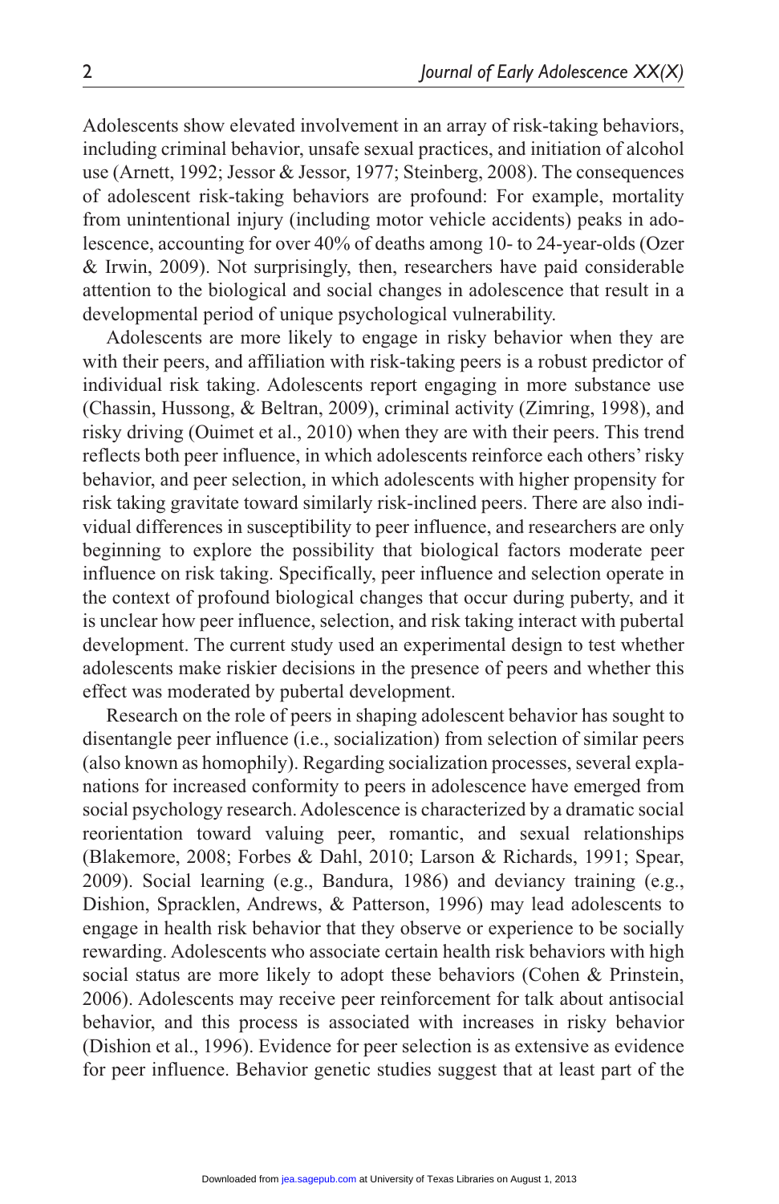Adolescents show elevated involvement in an array of risk-taking behaviors, including criminal behavior, unsafe sexual practices, and initiation of alcohol use (Arnett, 1992; Jessor & Jessor, 1977; Steinberg, 2008). The consequences of adolescent risk-taking behaviors are profound: For example, mortality from unintentional injury (including motor vehicle accidents) peaks in adolescence, accounting for over 40% of deaths among 10- to 24-year-olds (Ozer & Irwin, 2009). Not surprisingly, then, researchers have paid considerable attention to the biological and social changes in adolescence that result in a developmental period of unique psychological vulnerability.

Adolescents are more likely to engage in risky behavior when they are with their peers, and affiliation with risk-taking peers is a robust predictor of individual risk taking. Adolescents report engaging in more substance use (Chassin, Hussong, & Beltran, 2009), criminal activity (Zimring, 1998), and risky driving (Ouimet et al., 2010) when they are with their peers. This trend reflects both peer influence, in which adolescents reinforce each others' risky behavior, and peer selection, in which adolescents with higher propensity for risk taking gravitate toward similarly risk-inclined peers. There are also individual differences in susceptibility to peer influence, and researchers are only beginning to explore the possibility that biological factors moderate peer influence on risk taking. Specifically, peer influence and selection operate in the context of profound biological changes that occur during puberty, and it is unclear how peer influence, selection, and risk taking interact with pubertal development. The current study used an experimental design to test whether adolescents make riskier decisions in the presence of peers and whether this effect was moderated by pubertal development.

Research on the role of peers in shaping adolescent behavior has sought to disentangle peer influence (i.e., socialization) from selection of similar peers (also known as homophily). Regarding socialization processes, several explanations for increased conformity to peers in adolescence have emerged from social psychology research. Adolescence is characterized by a dramatic social reorientation toward valuing peer, romantic, and sexual relationships (Blakemore, 2008; Forbes & Dahl, 2010; Larson & Richards, 1991; Spear, 2009). Social learning (e.g., Bandura, 1986) and deviancy training (e.g., Dishion, Spracklen, Andrews, & Patterson, 1996) may lead adolescents to engage in health risk behavior that they observe or experience to be socially rewarding. Adolescents who associate certain health risk behaviors with high social status are more likely to adopt these behaviors (Cohen & Prinstein, 2006). Adolescents may receive peer reinforcement for talk about antisocial behavior, and this process is associated with increases in risky behavior (Dishion et al., 1996). Evidence for peer selection is as extensive as evidence for peer influence. Behavior genetic studies suggest that at least part of the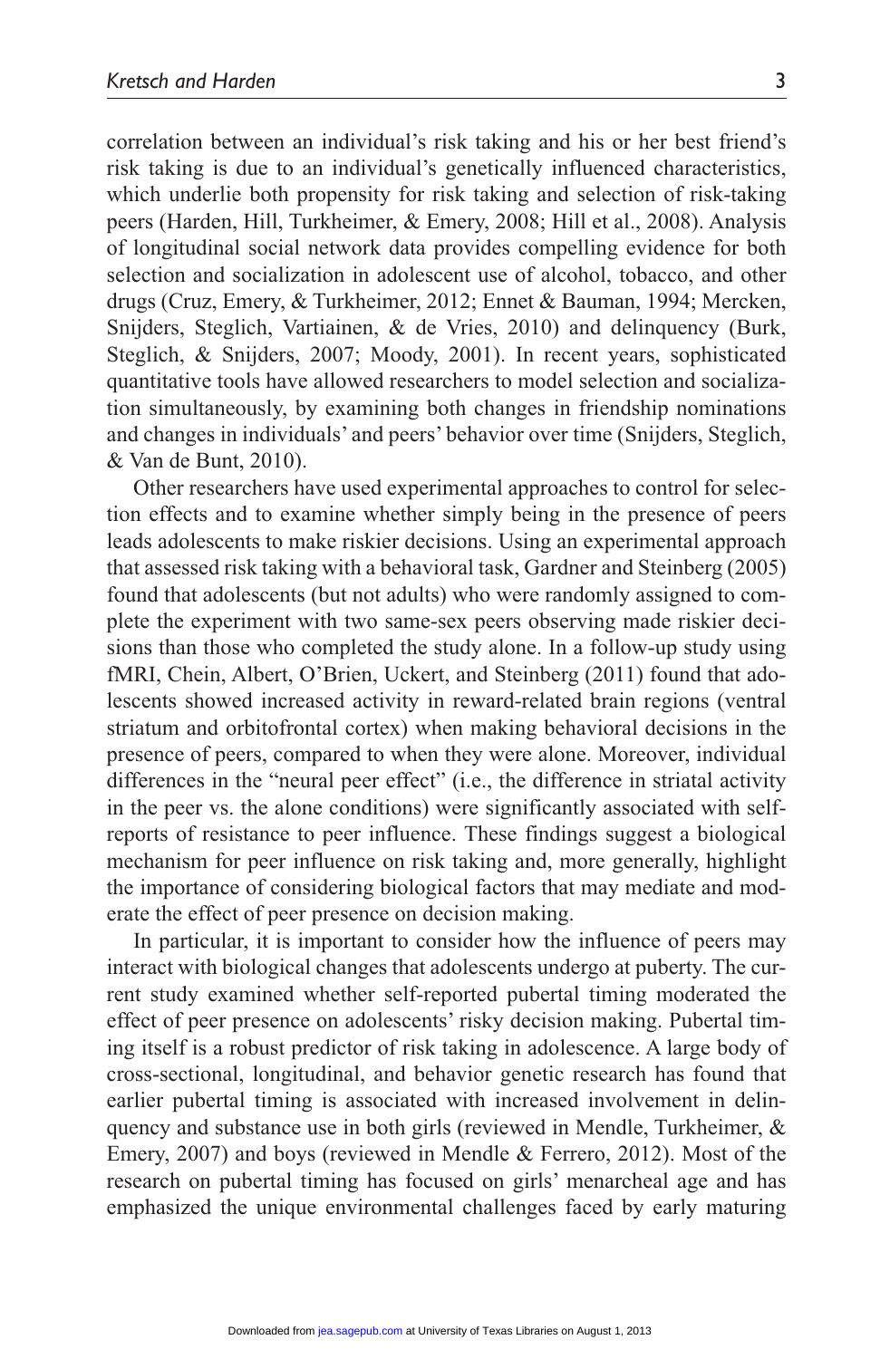correlation between an individual's risk taking and his or her best friend's risk taking is due to an individual's genetically influenced characteristics, which underlie both propensity for risk taking and selection of risk-taking peers (Harden, Hill, Turkheimer, & Emery, 2008; Hill et al., 2008). Analysis of longitudinal social network data provides compelling evidence for both selection and socialization in adolescent use of alcohol, tobacco, and other drugs (Cruz, Emery, & Turkheimer, 2012; Ennet & Bauman, 1994; Mercken, Snijders, Steglich, Vartiainen, & de Vries, 2010) and delinquency (Burk, Steglich, & Snijders, 2007; Moody, 2001). In recent years, sophisticated quantitative tools have allowed researchers to model selection and socialization simultaneously, by examining both changes in friendship nominations and changes in individuals' and peers' behavior over time (Snijders, Steglich, & Van de Bunt, 2010).

Other researchers have used experimental approaches to control for selection effects and to examine whether simply being in the presence of peers leads adolescents to make riskier decisions. Using an experimental approach that assessed risk taking with a behavioral task, Gardner and Steinberg (2005) found that adolescents (but not adults) who were randomly assigned to complete the experiment with two same-sex peers observing made riskier decisions than those who completed the study alone. In a follow-up study using fMRI, Chein, Albert, O'Brien, Uckert, and Steinberg (2011) found that adolescents showed increased activity in reward-related brain regions (ventral striatum and orbitofrontal cortex) when making behavioral decisions in the presence of peers, compared to when they were alone. Moreover, individual differences in the "neural peer effect" (i.e., the difference in striatal activity in the peer vs. the alone conditions) were significantly associated with self-reports of resistance to peer influence. These findings suggest a biological mechanism for peer influence on risk taking and, more generally, highlight the importance of considering biological factors that may mediate and moderate the effect of peer presence on decision making.

In particular, it is important to consider how the influence of peers may interact with biological changes that adolescents undergo at puberty. The current study examined whether self-reported pubertal timing moderated the effect of peer presence on adolescents' risky decision making. Pubertal timing itself is a robust predictor of risk taking in adolescence. A large body of cross-sectional, longitudinal, and behavior genetic research has found that earlier pubertal timing is associated with increased involvement in delinquency and substance use in both girls (reviewed in Mendle, Turkheimer, & Emery, 2007) and boys (reviewed in Mendle & Ferrero, 2012). Most of the research on pubertal timing has focused on girls' menarcheal age and has emphasized the unique environmental challenges faced by early maturing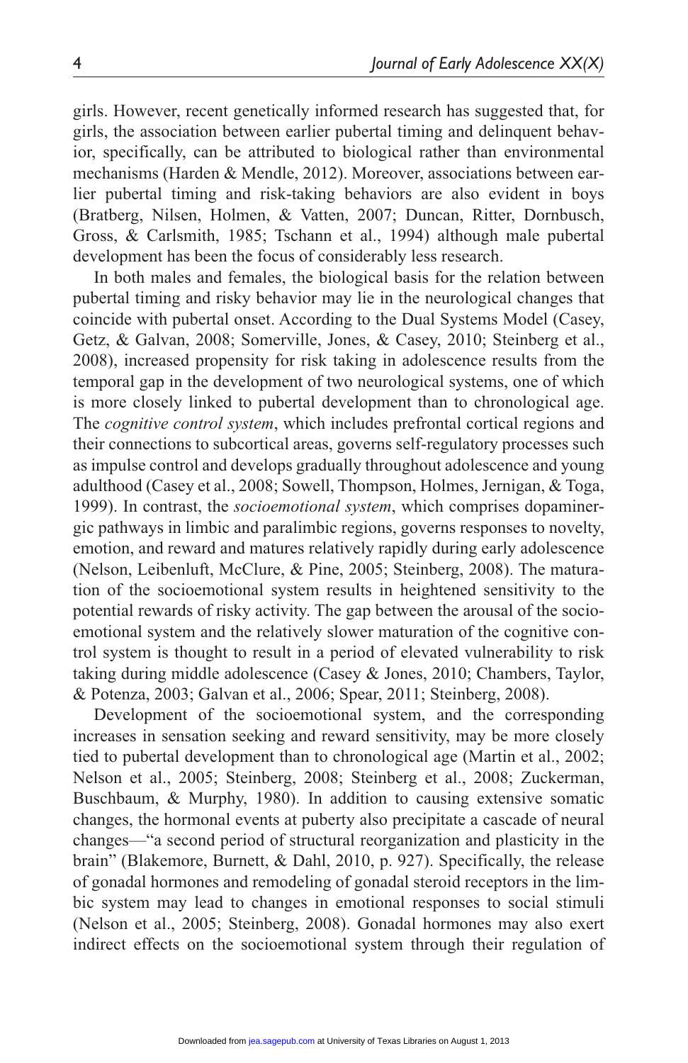girls. However, recent genetically informed research has suggested that, for girls, the association between earlier pubertal timing and delinquent behavior, specifically, can be attributed to biological rather than environmental mechanisms (Harden & Mendle, 2012). Moreover, associations between earlier pubertal timing and risk-taking behaviors are also evident in boys (Bratberg, Nilsen, Holmen, & Vatten, 2007; Duncan, Ritter, Dornbusch, Gross, & Carlsmith, 1985; Tschann et al., 1994) although male pubertal development has been the focus of considerably less research.

In both males and females, the biological basis for the relation between pubertal timing and risky behavior may lie in the neurological changes that coincide with pubertal onset. According to the Dual Systems Model (Casey, Getz, & Galvan, 2008; Somerville, Jones, & Casey, 2010; Steinberg et al., 2008), increased propensity for risk taking in adolescence results from the temporal gap in the development of two neurological systems, one of which is more closely linked to pubertal development than to chronological age. The *cognitive control system*, which includes prefrontal cortical regions and their connections to subcortical areas, governs self-regulatory processes such as impulse control and develops gradually throughout adolescence and young adulthood (Casey et al., 2008; Sowell, Thompson, Holmes, Jernigan, & Toga, 1999). In contrast, the *socioemotional system*, which comprises dopaminergic pathways in limbic and paralimbic regions, governs responses to novelty, emotion, and reward and matures relatively rapidly during early adolescence (Nelson, Leibenluft, McClure, & Pine, 2005; Steinberg, 2008). The maturation of the socioemotional system results in heightened sensitivity to the potential rewards of risky activity. The gap between the arousal of the socioemotional system and the relatively slower maturation of the cognitive control system is thought to result in a period of elevated vulnerability to risk taking during middle adolescence (Casey & Jones, 2010; Chambers, Taylor, & Potenza, 2003; Galvan et al., 2006; Spear, 2011; Steinberg, 2008).

Development of the socioemotional system, and the corresponding increases in sensation seeking and reward sensitivity, may be more closely tied to pubertal development than to chronological age (Martin et al., 2002; Nelson et al., 2005; Steinberg, 2008; Steinberg et al., 2008; Zuckerman, Buschbaum, & Murphy, 1980). In addition to causing extensive somatic changes, the hormonal events at puberty also precipitate a cascade of neural changes—"a second period of structural reorganization and plasticity in the brain" (Blakemore, Burnett, & Dahl, 2010, p. 927). Specifically, the release of gonadal hormones and remodeling of gonadal steroid receptors in the limbic system may lead to changes in emotional responses to social stimuli (Nelson et al., 2005; Steinberg, 2008). Gonadal hormones may also exert indirect effects on the socioemotional system through their regulation of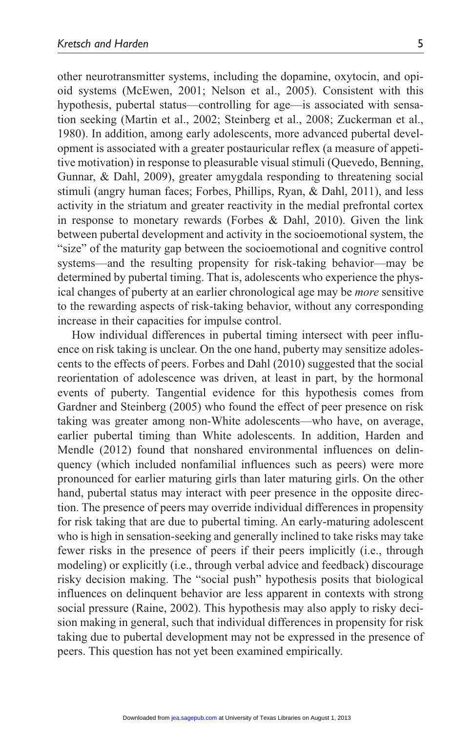other neurotransmitter systems, including the dopamine, oxytocin, and opioid systems (McEwen, 2001; Nelson et al., 2005). Consistent with this hypothesis, pubertal status—controlling for age—is associated with sensation seeking (Martin et al., 2002; Steinberg et al., 2008; Zuckerman et al., 1980). In addition, among early adolescents, more advanced pubertal development is associated with a greater postauricular reflex (a measure of appetitive motivation) in response to pleasurable visual stimuli (Quevedo, Benning, Gunnar, & Dahl, 2009), greater amygdala responding to threatening social stimuli (angry human faces; Forbes, Phillips, Ryan, & Dahl, 2011), and less activity in the striatum and greater reactivity in the medial prefrontal cortex in response to monetary rewards (Forbes & Dahl, 2010). Given the link between pubertal development and activity in the socioemotional system, the "size" of the maturity gap between the socioemotional and cognitive control systems—and the resulting propensity for risk-taking behavior—may be determined by pubertal timing. That is, adolescents who experience the physical changes of puberty at an earlier chronological age may be *more* sensitive to the rewarding aspects of risk-taking behavior, without any corresponding increase in their capacities for impulse control.

How individual differences in pubertal timing intersect with peer influence on risk taking is unclear. On the one hand, puberty may sensitize adolescents to the effects of peers. Forbes and Dahl (2010) suggested that the social reorientation of adolescence was driven, at least in part, by the hormonal events of puberty. Tangential evidence for this hypothesis comes from Gardner and Steinberg (2005) who found the effect of peer presence on risk taking was greater among non-White adolescents—who have, on average, earlier pubertal timing than White adolescents. In addition, Harden and Mendle (2012) found that nonshared environmental influences on delinquency (which included nonfamilial influences such as peers) were more pronounced for earlier maturing girls than later maturing girls. On the other hand, pubertal status may interact with peer presence in the opposite direction. The presence of peers may override individual differences in propensity for risk taking that are due to pubertal timing. An early-maturing adolescent who is high in sensation-seeking and generally inclined to take risks may take fewer risks in the presence of peers if their peers implicitly (i.e., through modeling) or explicitly (i.e., through verbal advice and feedback) discourage risky decision making. The "social push" hypothesis posits that biological influences on delinquent behavior are less apparent in contexts with strong social pressure (Raine, 2002). This hypothesis may also apply to risky decision making in general, such that individual differences in propensity for risk taking due to pubertal development may not be expressed in the presence of peers. This question has not yet been examined empirically.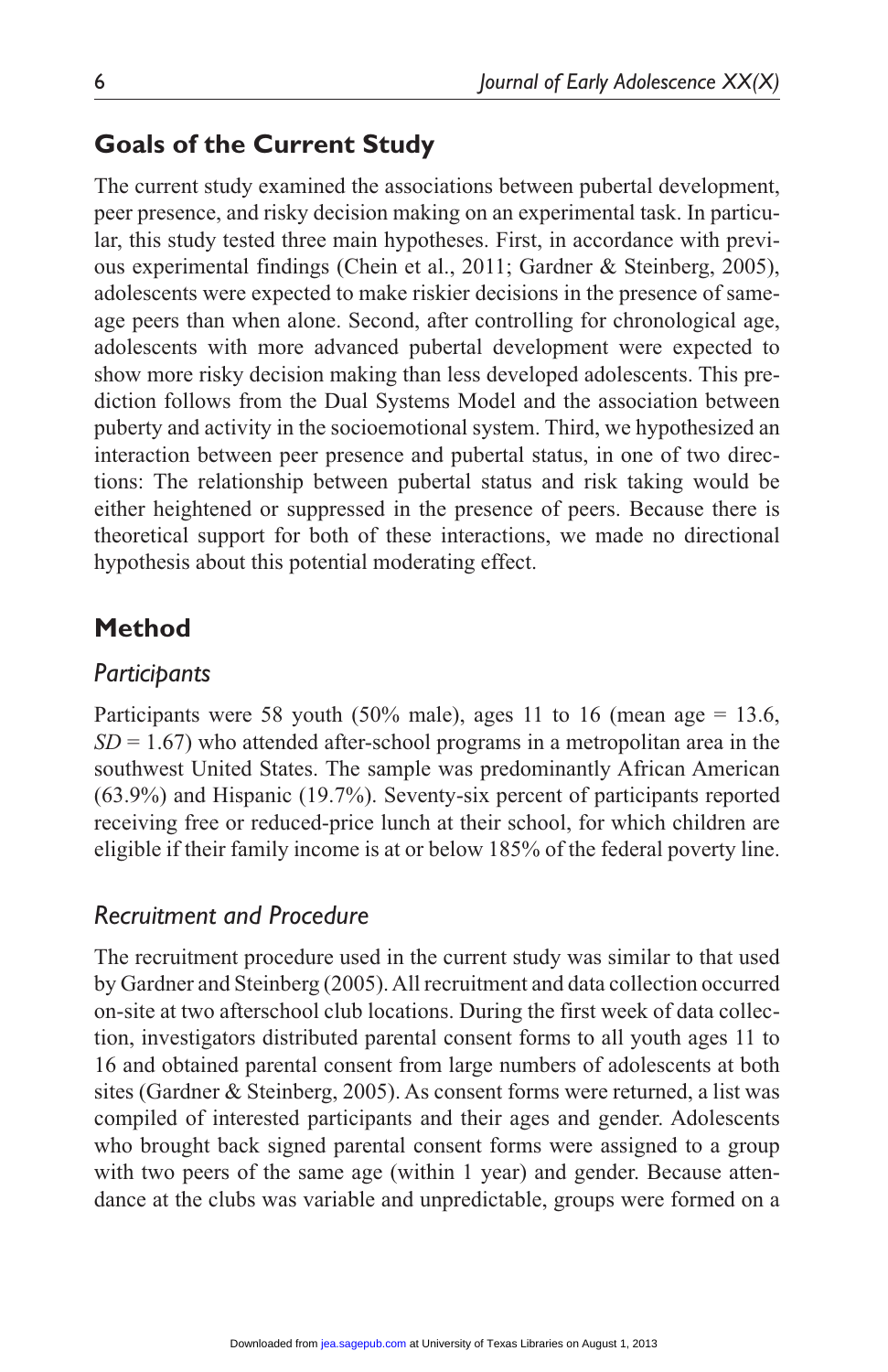## Goals of the Current Study

The current study examined the associations between pubertal development, peer presence, and risky decision making on an experimental task. In particular, this study tested three main hypotheses. First, in accordance with previous experimental findings (Chein et al., 2011; Gardner & Steinberg, 2005), adolescents were expected to make riskier decisions in the presence of same-age peers than when alone. Second, after controlling for chronological age, adolescents with more advanced pubertal development were expected to show more risky decision making than less developed adolescents. This prediction follows from the Dual Systems Model and the association between puberty and activity in the socioemotional system. Third, we hypothesized an interaction between peer presence and pubertal status, in one of two directions: The relationship between pubertal status and risk taking would be either heightened or suppressed in the presence of peers. Because there is theoretical support for both of these interactions, we made no directional hypothesis about this potential moderating effect.

## Method

### Participants

Participants were 58 youth (50% male), ages 11 to 16 (mean age = 13.6, *SD* = 1.67) who attended after-school programs in a metropolitan area in the southwest United States. The sample was predominantly African American (63.9%) and Hispanic (19.7%). Seventy-six percent of participants reported receiving free or reduced-price lunch at their school, for which children are eligible if their family income is at or below 185% of the federal poverty line.

### Recruitment and Procedure

The recruitment procedure used in the current study was similar to that used by Gardner and Steinberg (2005). All recruitment and data collection occurred on-site at two afterschool club locations. During the first week of data collection, investigators distributed parental consent forms to all youth ages 11 to 16 and obtained parental consent from large numbers of adolescents at both sites (Gardner & Steinberg, 2005). As consent forms were returned, a list was compiled of interested participants and their ages and gender. Adolescents who brought back signed parental consent forms were assigned to a group with two peers of the same age (within 1 year) and gender. Because attendance at the clubs was variable and unpredictable, groups were formed on a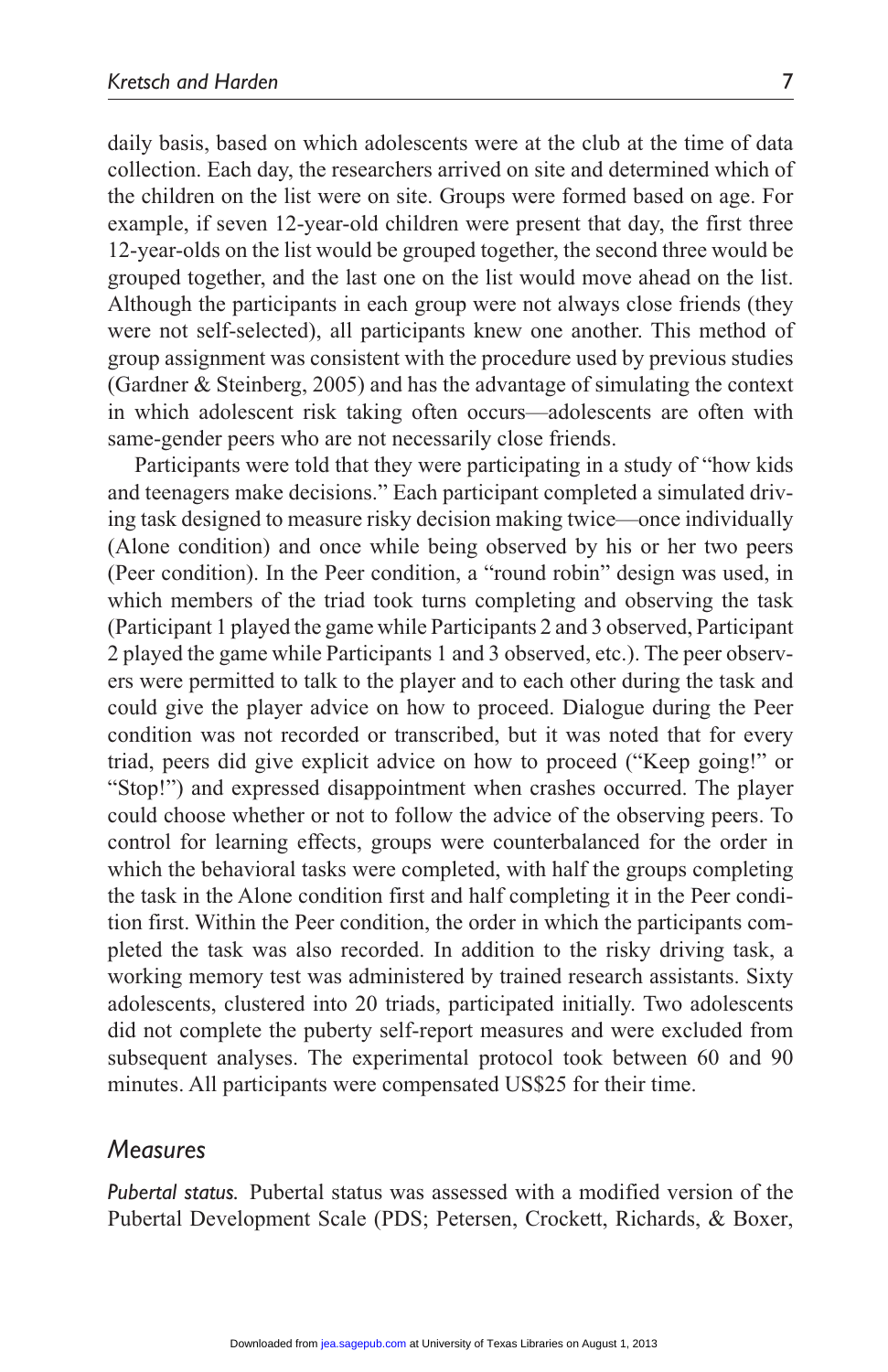daily basis, based on which adolescents were at the club at the time of data collection. Each day, the researchers arrived on site and determined which of the children on the list were on site. Groups were formed based on age. For example, if seven 12-year-old children were present that day, the first three 12-year-olds on the list would be grouped together, the second three would be grouped together, and the last one on the list would move ahead on the list. Although the participants in each group were not always close friends (they were not self-selected), all participants knew one another. This method of group assignment was consistent with the procedure used by previous studies (Gardner & Steinberg, 2005) and has the advantage of simulating the context in which adolescent risk taking often occurs—adolescents are often with same-gender peers who are not necessarily close friends.

Participants were told that they were participating in a study of "how kids and teenagers make decisions." Each participant completed a simulated driving task designed to measure risky decision making twice—once individually (Alone condition) and once while being observed by his or her two peers (Peer condition). In the Peer condition, a "round robin" design was used, in which members of the triad took turns completing and observing the task (Participant 1 played the game while Participants 2 and 3 observed, Participant 2 played the game while Participants 1 and 3 observed, etc.). The peer observers were permitted to talk to the player and to each other during the task and could give the player advice on how to proceed. Dialogue during the Peer condition was not recorded or transcribed, but it was noted that for every triad, peers did give explicit advice on how to proceed ("Keep going!" or "Stop!") and expressed disappointment when crashes occurred. The player could choose whether or not to follow the advice of the observing peers. To control for learning effects, groups were counterbalanced for the order in which the behavioral tasks were completed, with half the groups completing the task in the Alone condition first and half completing it in the Peer condition first. Within the Peer condition, the order in which the participants completed the task was also recorded. In addition to the risky driving task, a working memory test was administered by trained research assistants. Sixty adolescents, clustered into 20 triads, participated initially. Two adolescents did not complete the puberty self-report measures and were excluded from subsequent analyses. The experimental protocol took between 60 and 90 minutes. All participants were compensated US$25 for their time.

## Measures

*Pubertal status.* Pubertal status was assessed with a modified version of the Pubertal Development Scale (PDS; Petersen, Crockett, Richards, & Boxer,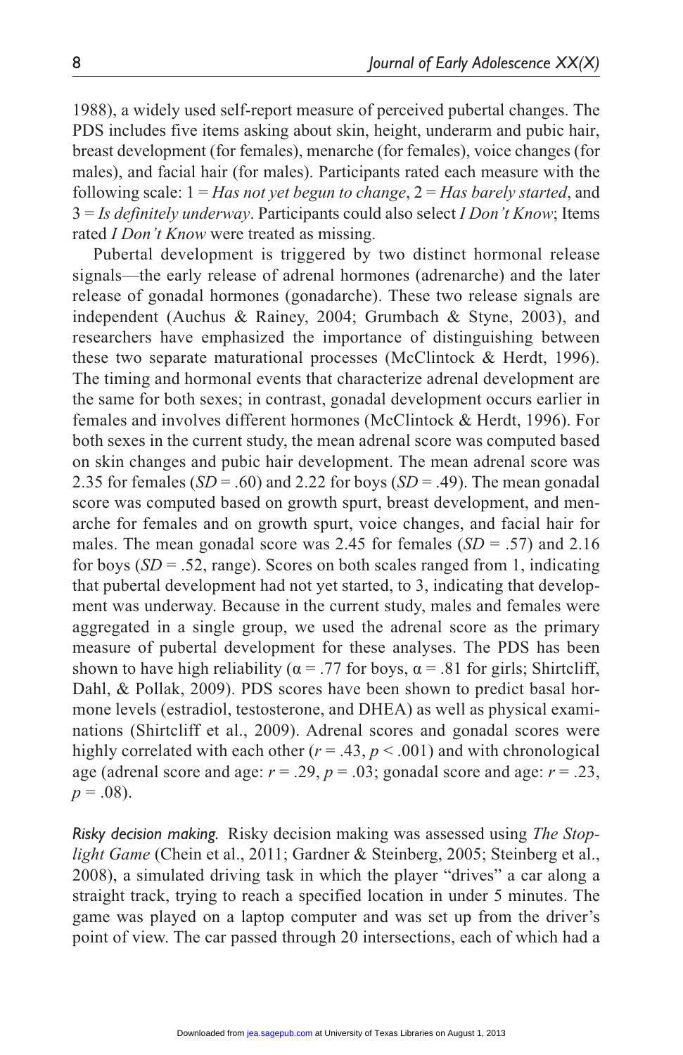1988), a widely used self-report measure of perceived pubertal changes. The PDS includes five items asking about skin, height, underarm and pubic hair, breast development (for females), menarche (for females), voice changes (for males), and facial hair (for males). Participants rated each measure with the following scale: 1 = *Has not yet begun to change*, 2 = *Has barely started*, and 3 = *Is definitely underway*. Participants could also select *I Don't Know*; Items rated *I Don't Know* were treated as missing.

Pubertal development is triggered by two distinct hormonal release signals—the early release of adrenal hormones (adrenarche) and the later release of gonadal hormones (gonadarche). These two release signals are independent (Auchus & Rainey, 2004; Grumbach & Styne, 2003), and researchers have emphasized the importance of distinguishing between these two separate maturational processes (McClintock & Herdt, 1996). The timing and hormonal events that characterize adrenal development are the same for both sexes; in contrast, gonadal development occurs earlier in females and involves different hormones (McClintock & Herdt, 1996). For both sexes in the current study, the mean adrenal score was computed based on skin changes and pubic hair development. The mean adrenal score was 2.35 for females ($SD$ = .60) and 2.22 for boys ($SD$ = .49). The mean gonadal score was computed based on growth spurt, breast development, and menarche for females and on growth spurt, voice changes, and facial hair for males. The mean gonadal score was 2.45 for females ($SD$ = .57) and 2.16 for boys ($SD$ = .52, range). Scores on both scales ranged from 1, indicating that pubertal development had not yet started, to 3, indicating that development was underway. Because in the current study, males and females were aggregated in a single group, we used the adrenal score as the primary measure of pubertal development for these analyses. The PDS has been shown to have high reliability ($\alpha$ = .77 for boys, $\alpha$ = .81 for girls; Shirtcliff, Dahl, & Pollak, 2009). PDS scores have been shown to predict basal hormone levels (estradiol, testosterone, and DHEA) as well as physical examinations (Shirtcliff et al., 2009). Adrenal scores and gonadal scores were highly correlated with each other ($r$ = .43, $p$ < .001) and with chronological age (adrenal score and age: $r$ = .29, $p$ = .03; gonadal score and age: $r$ = .23, $p$ = .08).

*Risky decision making.* Risky decision making was assessed using *The Stoplight Game* (Chein et al., 2011; Gardner & Steinberg, 2005; Steinberg et al., 2008), a simulated driving task in which the player "drives" a car along a straight track, trying to reach a specified location in under 5 minutes. The game was played on a laptop computer and was set up from the driver's point of view. The car passed through 20 intersections, each of which had a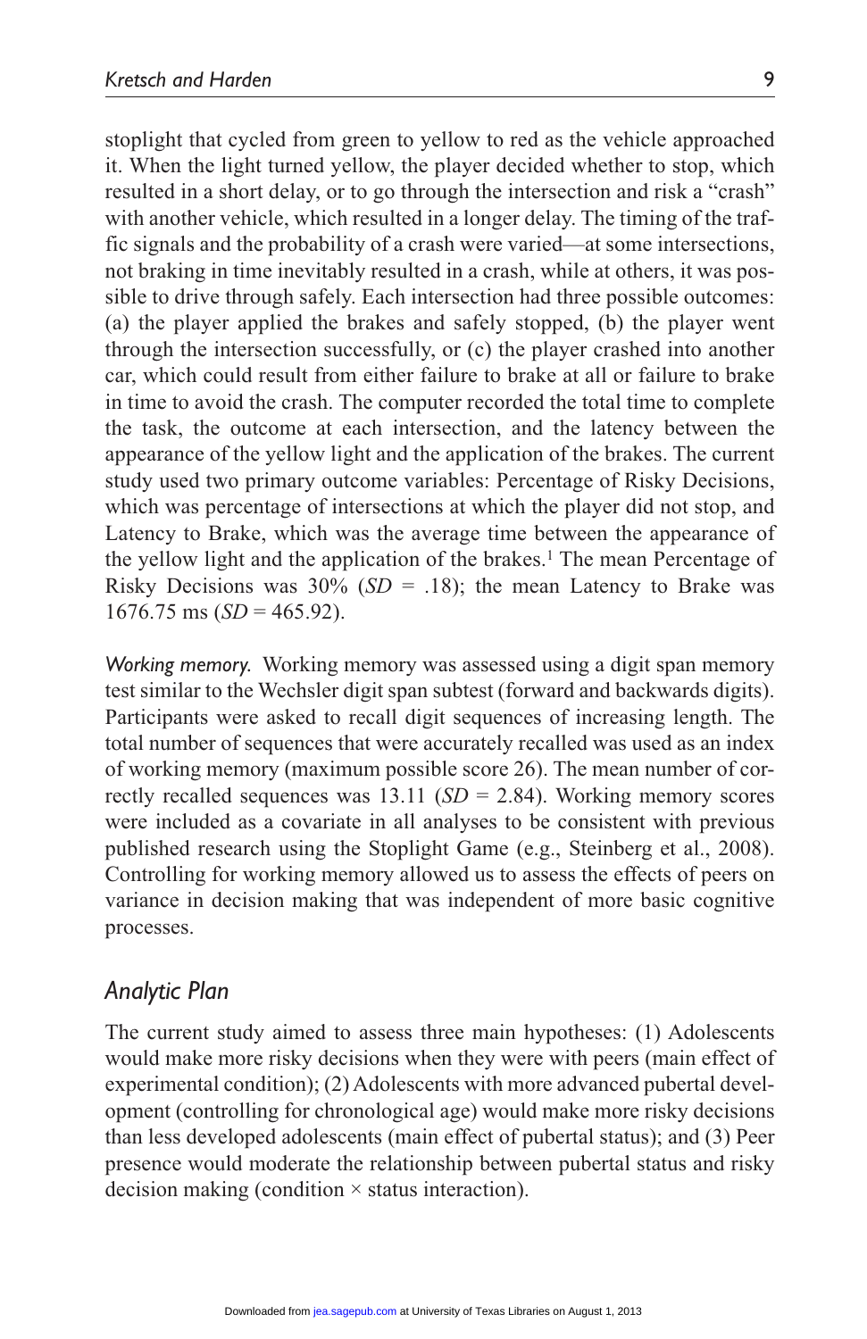stoplight that cycled from green to yellow to red as the vehicle approached it. When the light turned yellow, the player decided whether to stop, which resulted in a short delay, or to go through the intersection and risk a "crash" with another vehicle, which resulted in a longer delay. The timing of the traffic signals and the probability of a crash were varied—at some intersections, not braking in time inevitably resulted in a crash, while at others, it was possible to drive through safely. Each intersection had three possible outcomes: (a) the player applied the brakes and safely stopped, (b) the player went through the intersection successfully, or (c) the player crashed into another car, which could result from either failure to brake at all or failure to brake in time to avoid the crash. The computer recorded the total time to complete the task, the outcome at each intersection, and the latency between the appearance of the yellow light and the application of the brakes. The current study used two primary outcome variables: Percentage of Risky Decisions, which was percentage of intersections at which the player did not stop, and Latency to Brake, which was the average time between the appearance of the yellow light and the application of the brakes.[1] The mean Percentage of Risky Decisions was 30% (*SD* = .18); the mean Latency to Brake was 1676.75 ms (*SD* = 465.92).

*Working memory.* Working memory was assessed using a digit span memory test similar to the Wechsler digit span subtest (forward and backwards digits). Participants were asked to recall digit sequences of increasing length. The total number of sequences that were accurately recalled was used as an index of working memory (maximum possible score 26). The mean number of correctly recalled sequences was 13.11 (*SD* = 2.84). Working memory scores were included as a covariate in all analyses to be consistent with previous published research using the Stoplight Game (e.g., Steinberg et al., 2008). Controlling for working memory allowed us to assess the effects of peers on variance in decision making that was independent of more basic cognitive processes.

## Analytic Plan

The current study aimed to assess three main hypotheses: (1) Adolescents would make more risky decisions when they were with peers (main effect of experimental condition); (2) Adolescents with more advanced pubertal development (controlling for chronological age) would make more risky decisions than less developed adolescents (main effect of pubertal status); and (3) Peer presence would moderate the relationship between pubertal status and risky decision making (condition × status interaction).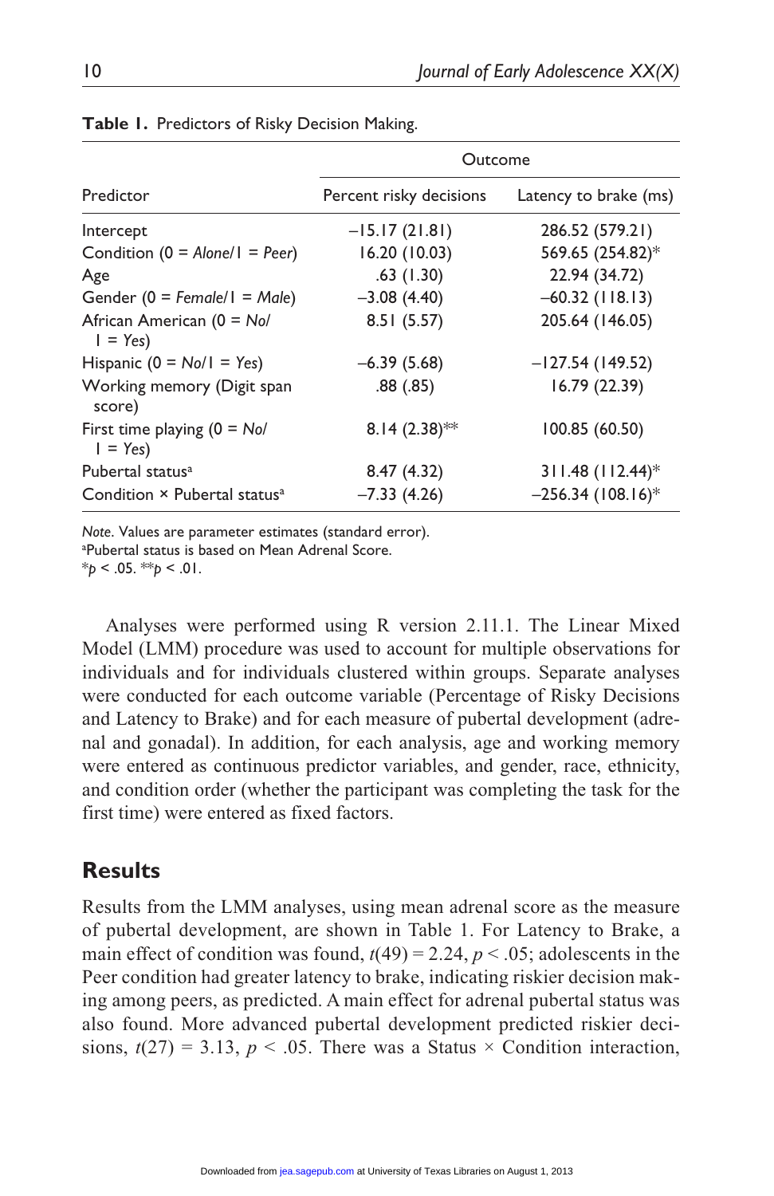**Table 1.** Predictors of Risky Decision Making.

| Predictor | Outcome | |
|---|---|---|
| | Percent risky decisions | Latency to brake (ms) |
| Intercept | −15.17 (21.81) | 286.52 (579.21) |
| Condition (0 = *Alone*/1 = *Peer*) | 16.20 (10.03) | 569.65 (254.82)* |
| Age | .63 (1.30) | 22.94 (34.72) |
| Gender (0 = *Female*/1 = *Male*) | −3.08 (4.40) | −60.32 (118.13) |
| African American (0 = *No*/1 = *Yes*) | 8.51 (5.57) | 205.64 (146.05) |
| Hispanic (0 = *No*/1 = *Yes*) | −6.39 (5.68) | −127.54 (149.52) |
| Working memory (Digit span score) | .88 (.85) | 16.79 (22.39) |
| First time playing (0 = *No*/1 = *Yes*) | 8.14 (2.38)** | 100.85 (60.50) |
| Pubertal status[a] | 8.47 (4.32) | 311.48 (112.44)* |
| Condition × Pubertal status[a] | −7.33 (4.26) | −256.34 (108.16)* |

*Note*. Values are parameter estimates (standard error).
[a]Pubertal status is based on Mean Adrenal Score.
*$p < .05$. **$p < .01$.

Analyses were performed using R version 2.11.1. The Linear Mixed Model (LMM) procedure was used to account for multiple observations for individuals and for individuals clustered within groups. Separate analyses were conducted for each outcome variable (Percentage of Risky Decisions and Latency to Brake) and for each measure of pubertal development (adrenal and gonadal). In addition, for each analysis, age and working memory were entered as continuous predictor variables, and gender, race, ethnicity, and condition order (whether the participant was completing the task for the first time) were entered as fixed factors.

## Results

Results from the LMM analyses, using mean adrenal score as the measure of pubertal development, are shown in Table 1. For Latency to Brake, a main effect of condition was found, $t(49) = 2.24$, $p < .05$; adolescents in the Peer condition had greater latency to brake, indicating riskier decision making among peers, as predicted. A main effect for adrenal pubertal status was also found. More advanced pubertal development predicted riskier decisions, $t(27) = 3.13$, $p < .05$. There was a Status × Condition interaction,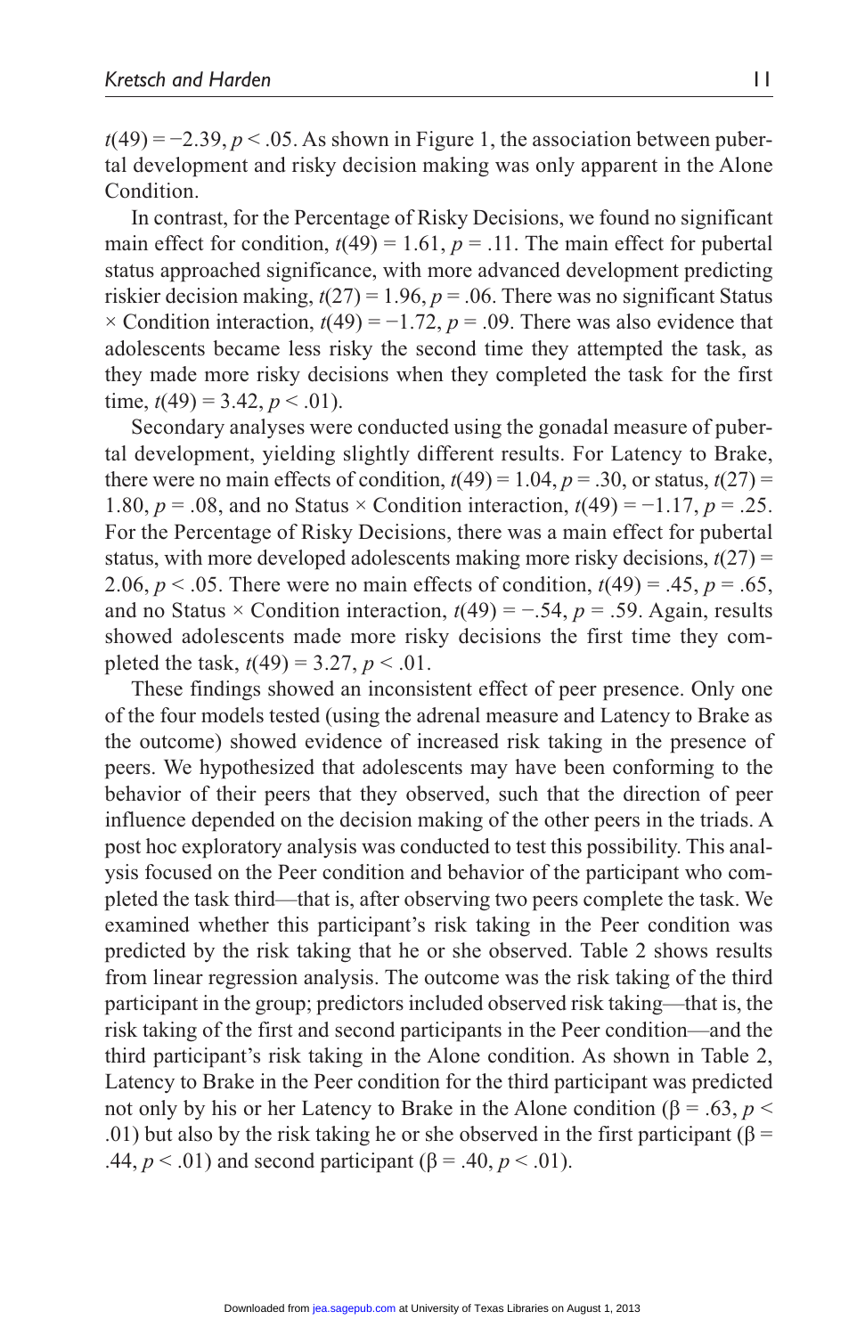$t(49) = -2.39$, $p < .05$. As shown in Figure 1, the association between pubertal development and risky decision making was only apparent in the Alone Condition.

In contrast, for the Percentage of Risky Decisions, we found no significant main effect for condition, $t(49) = 1.61$, $p = .11$. The main effect for pubertal status approached significance, with more advanced development predicting riskier decision making, $t(27) = 1.96$, $p = .06$. There was no significant Status × Condition interaction, $t(49) = -1.72$, $p = .09$. There was also evidence that adolescents became less risky the second time they attempted the task, as they made more risky decisions when they completed the task for the first time, $t(49) = 3.42$, $p < .01$).

Secondary analyses were conducted using the gonadal measure of pubertal development, yielding slightly different results. For Latency to Brake, there were no main effects of condition, $t(49) = 1.04$, $p = .30$, or status, $t(27) = 1.80$, $p = .08$, and no Status × Condition interaction, $t(49) = -1.17$, $p = .25$. For the Percentage of Risky Decisions, there was a main effect for pubertal status, with more developed adolescents making more risky decisions, $t(27) = 2.06$, $p < .05$. There were no main effects of condition, $t(49) = .45$, $p = .65$, and no Status × Condition interaction, $t(49) = -.54$, $p = .59$. Again, results showed adolescents made more risky decisions the first time they completed the task, $t(49) = 3.27$, $p < .01$.

These findings showed an inconsistent effect of peer presence. Only one of the four models tested (using the adrenal measure and Latency to Brake as the outcome) showed evidence of increased risk taking in the presence of peers. We hypothesized that adolescents may have been conforming to the behavior of their peers that they observed, such that the direction of peer influence depended on the decision making of the other peers in the triads. A post hoc exploratory analysis was conducted to test this possibility. This analysis focused on the Peer condition and behavior of the participant who completed the task third—that is, after observing two peers complete the task. We examined whether this participant's risk taking in the Peer condition was predicted by the risk taking that he or she observed. Table 2 shows results from linear regression analysis. The outcome was the risk taking of the third participant in the group; predictors included observed risk taking—that is, the risk taking of the first and second participants in the Peer condition—and the third participant's risk taking in the Alone condition. As shown in Table 2, Latency to Brake in the Peer condition for the third participant was predicted not only by his or her Latency to Brake in the Alone condition ($\beta = .63$, $p < .01$) but also by the risk taking he or she observed in the first participant ($\beta = .44$, $p < .01$) and second participant ($\beta = .40$, $p < .01$).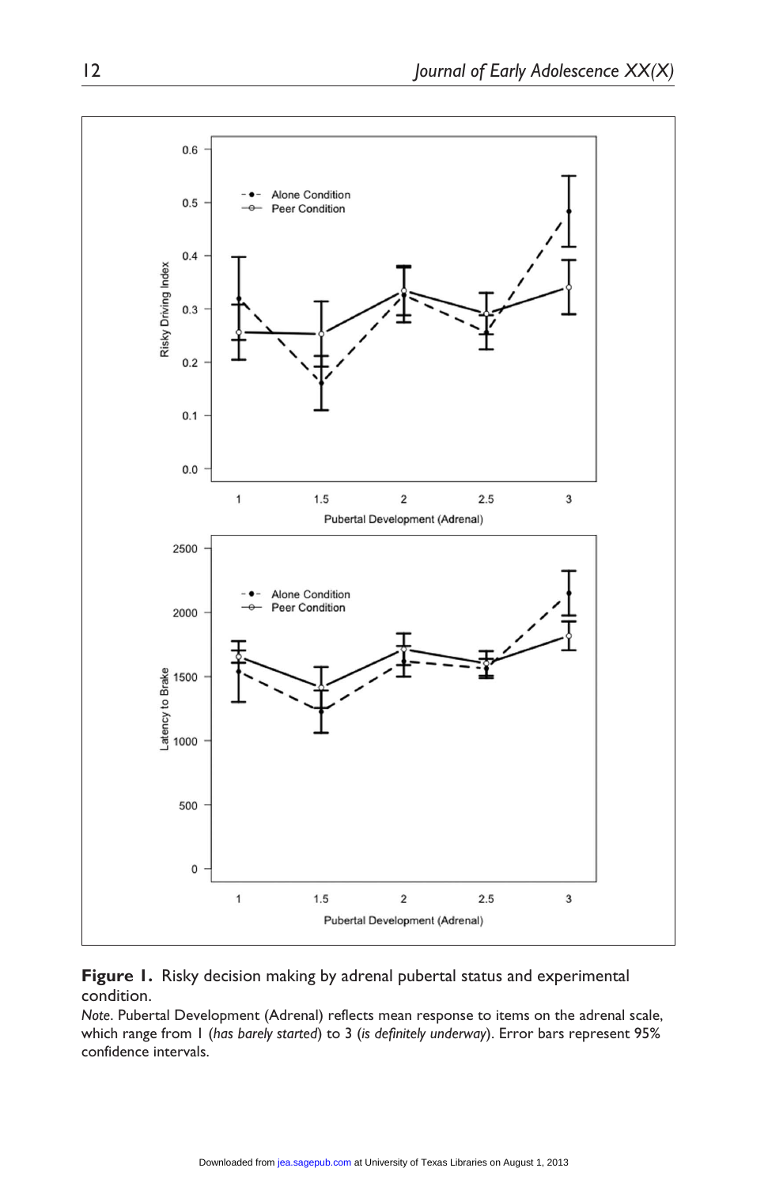**Figure 1.** Risky decision making by adrenal pubertal status and experimental condition.

*Note*. Pubertal Development (Adrenal) reflects mean response to items on the adrenal scale, which range from 1 (*has barely started*) to 3 (*is definitely underway*). Error bars represent 95% confidence intervals.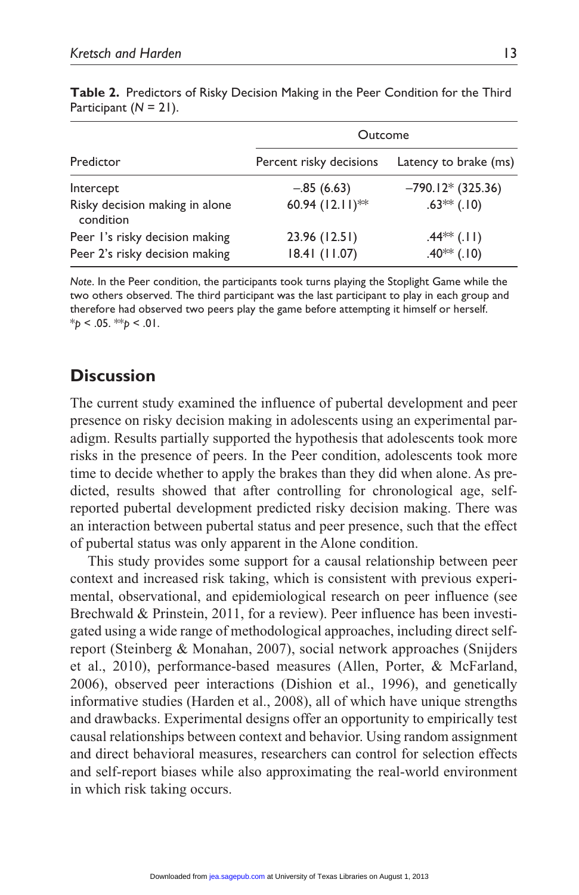**Table 2.** Predictors of Risky Decision Making in the Peer Condition for the Third Participant ($N = 21$).

| Predictor | Outcome | |
|---|---|---|
| | Percent risky decisions | Latency to brake (ms) |
| Intercept | −.85 (6.63) | −790.12* (325.36) |
| Risky decision making in alone condition | 60.94 (12.11)** | .63** (.10) |
| Peer 1's risky decision making | 23.96 (12.51) | .44** (.11) |
| Peer 2's risky decision making | 18.41 (11.07) | .40** (.10) |

*Note*. In the Peer condition, the participants took turns playing the Stoplight Game while the two others observed. The third participant was the last participant to play in each group and therefore had observed two peers play the game before attempting it himself or herself.
*$p < .05$. **$p < .01$.

## Discussion

The current study examined the influence of pubertal development and peer presence on risky decision making in adolescents using an experimental paradigm. Results partially supported the hypothesis that adolescents took more risks in the presence of peers. In the Peer condition, adolescents took more time to decide whether to apply the brakes than they did when alone. As predicted, results showed that after controlling for chronological age, self-reported pubertal development predicted risky decision making. There was an interaction between pubertal status and peer presence, such that the effect of pubertal status was only apparent in the Alone condition.

This study provides some support for a causal relationship between peer context and increased risk taking, which is consistent with previous experimental, observational, and epidemiological research on peer influence (see Brechwald & Prinstein, 2011, for a review). Peer influence has been investigated using a wide range of methodological approaches, including direct self-report (Steinberg & Monahan, 2007), social network approaches (Snijders et al., 2010), performance-based measures (Allen, Porter, & McFarland, 2006), observed peer interactions (Dishion et al., 1996), and genetically informative studies (Harden et al., 2008), all of which have unique strengths and drawbacks. Experimental designs offer an opportunity to empirically test causal relationships between context and behavior. Using random assignment and direct behavioral measures, researchers can control for selection effects and self-report biases while also approximating the real-world environment in which risk taking occurs.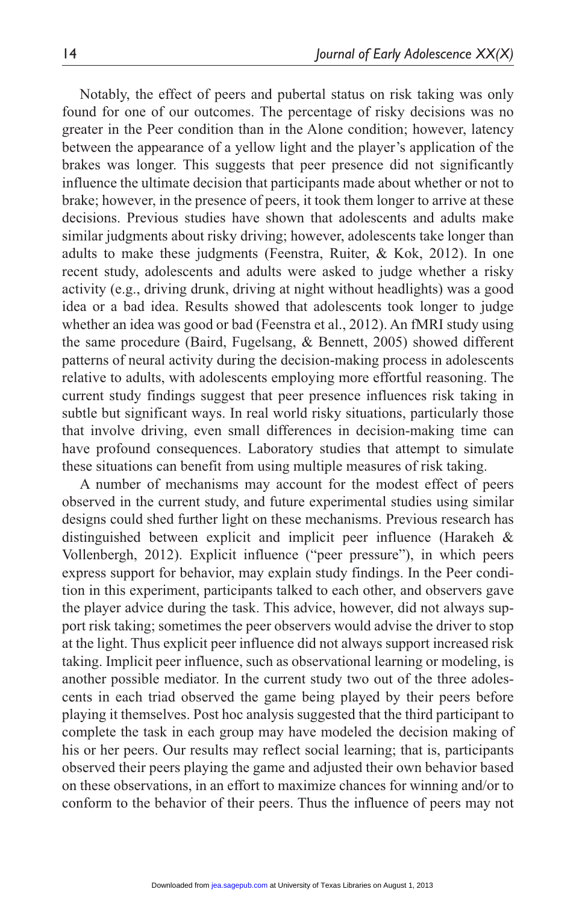Notably, the effect of peers and pubertal status on risk taking was only found for one of our outcomes. The percentage of risky decisions was no greater in the Peer condition than in the Alone condition; however, latency between the appearance of a yellow light and the player's application of the brakes was longer. This suggests that peer presence did not significantly influence the ultimate decision that participants made about whether or not to brake; however, in the presence of peers, it took them longer to arrive at these decisions. Previous studies have shown that adolescents and adults make similar judgments about risky driving; however, adolescents take longer than adults to make these judgments (Feenstra, Ruiter, & Kok, 2012). In one recent study, adolescents and adults were asked to judge whether a risky activity (e.g., driving drunk, driving at night without headlights) was a good idea or a bad idea. Results showed that adolescents took longer to judge whether an idea was good or bad (Feenstra et al., 2012). An fMRI study using the same procedure (Baird, Fugelsang, & Bennett, 2005) showed different patterns of neural activity during the decision-making process in adolescents relative to adults, with adolescents employing more effortful reasoning. The current study findings suggest that peer presence influences risk taking in subtle but significant ways. In real world risky situations, particularly those that involve driving, even small differences in decision-making time can have profound consequences. Laboratory studies that attempt to simulate these situations can benefit from using multiple measures of risk taking.

A number of mechanisms may account for the modest effect of peers observed in the current study, and future experimental studies using similar designs could shed further light on these mechanisms. Previous research has distinguished between explicit and implicit peer influence (Harakeh & Vollenbergh, 2012). Explicit influence ("peer pressure"), in which peers express support for behavior, may explain study findings. In the Peer condition in this experiment, participants talked to each other, and observers gave the player advice during the task. This advice, however, did not always support risk taking; sometimes the peer observers would advise the driver to stop at the light. Thus explicit peer influence did not always support increased risk taking. Implicit peer influence, such as observational learning or modeling, is another possible mediator. In the current study two out of the three adolescents in each triad observed the game being played by their peers before playing it themselves. Post hoc analysis suggested that the third participant to complete the task in each group may have modeled the decision making of his or her peers. Our results may reflect social learning; that is, participants observed their peers playing the game and adjusted their own behavior based on these observations, in an effort to maximize chances for winning and/or to conform to the behavior of their peers. Thus the influence of peers may not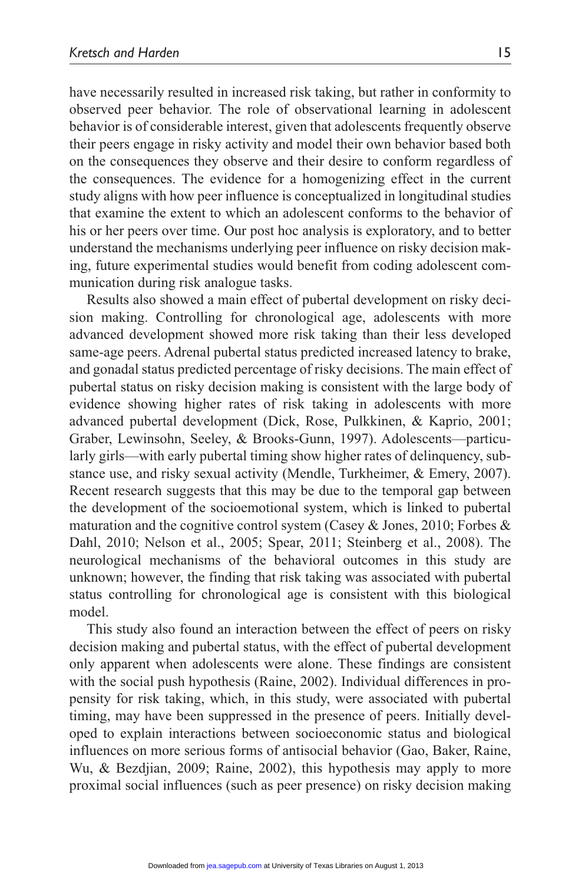have necessarily resulted in increased risk taking, but rather in conformity to observed peer behavior. The role of observational learning in adolescent behavior is of considerable interest, given that adolescents frequently observe their peers engage in risky activity and model their own behavior based both on the consequences they observe and their desire to conform regardless of the consequences. The evidence for a homogenizing effect in the current study aligns with how peer influence is conceptualized in longitudinal studies that examine the extent to which an adolescent conforms to the behavior of his or her peers over time. Our post hoc analysis is exploratory, and to better understand the mechanisms underlying peer influence on risky decision making, future experimental studies would benefit from coding adolescent communication during risk analogue tasks.

Results also showed a main effect of pubertal development on risky decision making. Controlling for chronological age, adolescents with more advanced development showed more risk taking than their less developed same-age peers. Adrenal pubertal status predicted increased latency to brake, and gonadal status predicted percentage of risky decisions. The main effect of pubertal status on risky decision making is consistent with the large body of evidence showing higher rates of risk taking in adolescents with more advanced pubertal development (Dick, Rose, Pulkkinen, & Kaprio, 2001; Graber, Lewinsohn, Seeley, & Brooks-Gunn, 1997). Adolescents—particularly girls—with early pubertal timing show higher rates of delinquency, substance use, and risky sexual activity (Mendle, Turkheimer, & Emery, 2007). Recent research suggests that this may be due to the temporal gap between the development of the socioemotional system, which is linked to pubertal maturation and the cognitive control system (Casey & Jones, 2010; Forbes & Dahl, 2010; Nelson et al., 2005; Spear, 2011; Steinberg et al., 2008). The neurological mechanisms of the behavioral outcomes in this study are unknown; however, the finding that risk taking was associated with pubertal status controlling for chronological age is consistent with this biological model.

This study also found an interaction between the effect of peers on risky decision making and pubertal status, with the effect of pubertal development only apparent when adolescents were alone. These findings are consistent with the social push hypothesis (Raine, 2002). Individual differences in propensity for risk taking, which, in this study, were associated with pubertal timing, may have been suppressed in the presence of peers. Initially developed to explain interactions between socioeconomic status and biological influences on more serious forms of antisocial behavior (Gao, Baker, Raine, Wu, & Bezdjian, 2009; Raine, 2002), this hypothesis may apply to more proximal social influences (such as peer presence) on risky decision making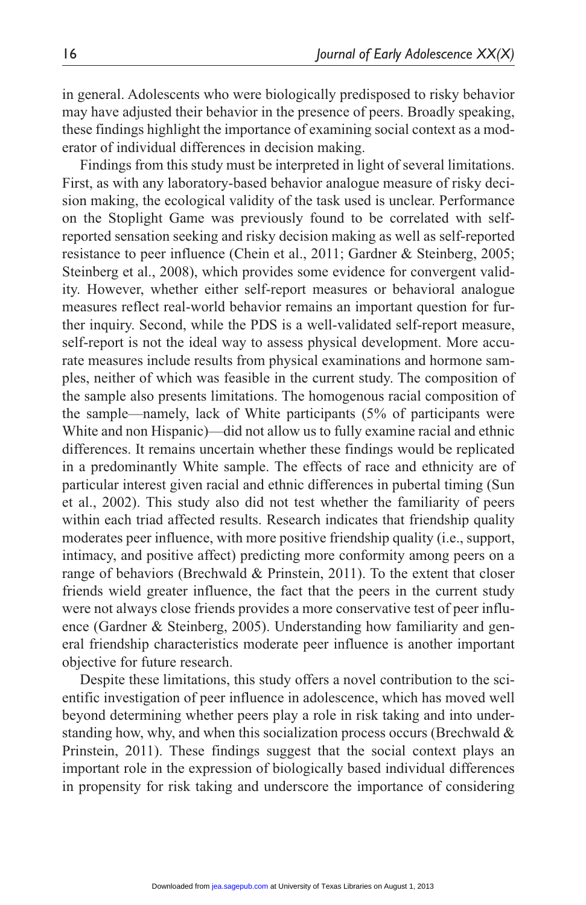in general. Adolescents who were biologically predisposed to risky behavior may have adjusted their behavior in the presence of peers. Broadly speaking, these findings highlight the importance of examining social context as a moderator of individual differences in decision making.

Findings from this study must be interpreted in light of several limitations. First, as with any laboratory-based behavior analogue measure of risky decision making, the ecological validity of the task used is unclear. Performance on the Stoplight Game was previously found to be correlated with self-reported sensation seeking and risky decision making as well as self-reported resistance to peer influence (Chein et al., 2011; Gardner & Steinberg, 2005; Steinberg et al., 2008), which provides some evidence for convergent validity. However, whether either self-report measures or behavioral analogue measures reflect real-world behavior remains an important question for further inquiry. Second, while the PDS is a well-validated self-report measure, self-report is not the ideal way to assess physical development. More accurate measures include results from physical examinations and hormone samples, neither of which was feasible in the current study. The composition of the sample also presents limitations. The homogenous racial composition of the sample—namely, lack of White participants (5% of participants were White and non Hispanic)—did not allow us to fully examine racial and ethnic differences. It remains uncertain whether these findings would be replicated in a predominantly White sample. The effects of race and ethnicity are of particular interest given racial and ethnic differences in pubertal timing (Sun et al., 2002). This study also did not test whether the familiarity of peers within each triad affected results. Research indicates that friendship quality moderates peer influence, with more positive friendship quality (i.e., support, intimacy, and positive affect) predicting more conformity among peers on a range of behaviors (Brechwald & Prinstein, 2011). To the extent that closer friends wield greater influence, the fact that the peers in the current study were not always close friends provides a more conservative test of peer influence (Gardner & Steinberg, 2005). Understanding how familiarity and general friendship characteristics moderate peer influence is another important objective for future research.

Despite these limitations, this study offers a novel contribution to the scientific investigation of peer influence in adolescence, which has moved well beyond determining whether peers play a role in risk taking and into understanding how, why, and when this socialization process occurs (Brechwald & Prinstein, 2011). These findings suggest that the social context plays an important role in the expression of biologically based individual differences in propensity for risk taking and underscore the importance of considering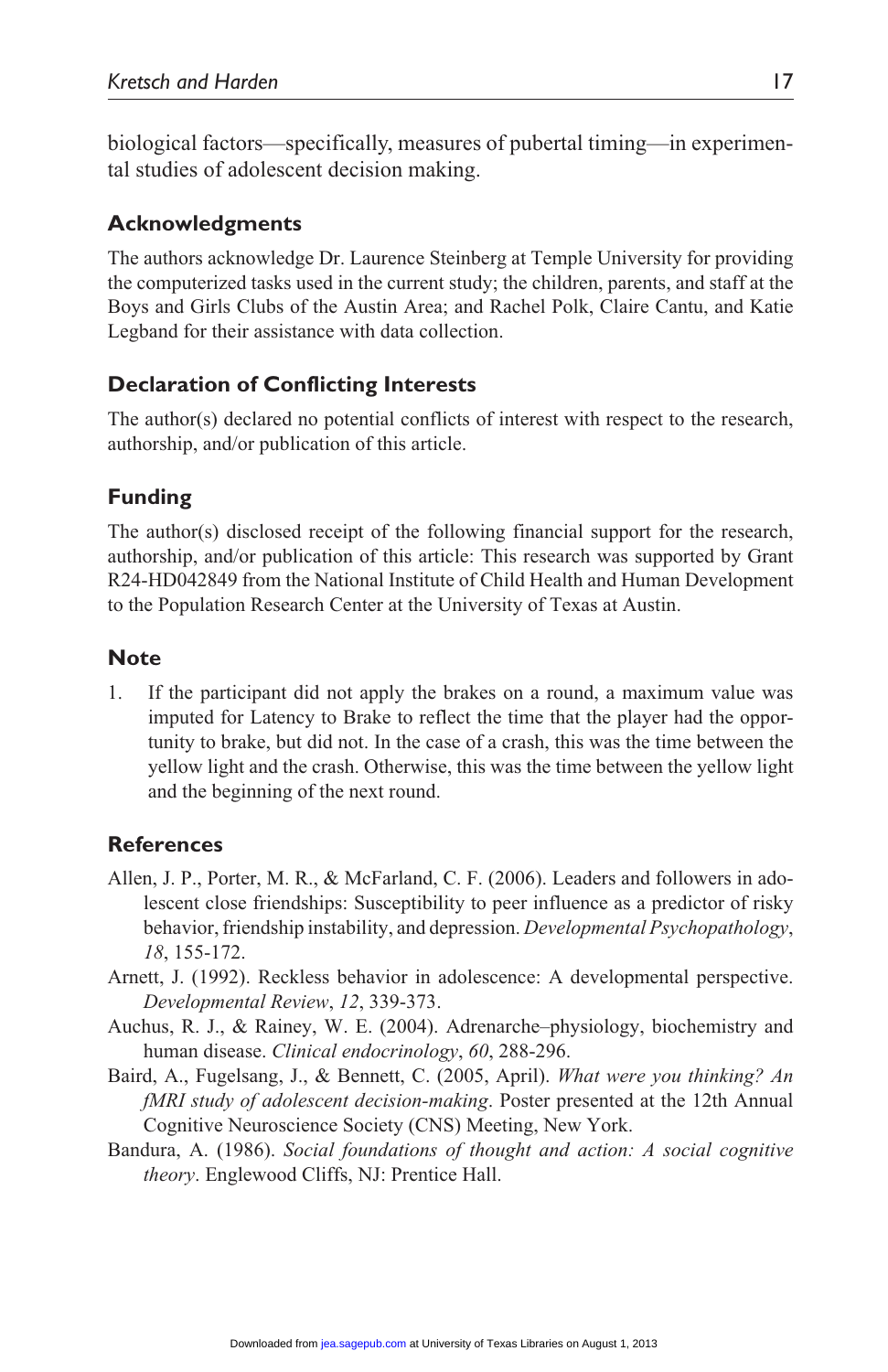biological factors—specifically, measures of pubertal timing—in experimental studies of adolescent decision making.

## Acknowledgments

The authors acknowledge Dr. Laurence Steinberg at Temple University for providing the computerized tasks used in the current study; the children, parents, and staff at the Boys and Girls Clubs of the Austin Area; and Rachel Polk, Claire Cantu, and Katie Legband for their assistance with data collection.

## Declaration of Conflicting Interests

The author(s) declared no potential conflicts of interest with respect to the research, authorship, and/or publication of this article.

## Funding

The author(s) disclosed receipt of the following financial support for the research, authorship, and/or publication of this article: This research was supported by Grant R24-HD042849 from the National Institute of Child Health and Human Development to the Population Research Center at the University of Texas at Austin.

## Note

1. If the participant did not apply the brakes on a round, a maximum value was imputed for Latency to Brake to reflect the time that the player had the opportunity to brake, but did not. In the case of a crash, this was the time between the yellow light and the crash. Otherwise, this was the time between the yellow light and the beginning of the next round.

## References

Allen, J. P., Porter, M. R., & McFarland, C. F. (2006). Leaders and followers in adolescent close friendships: Susceptibility to peer influence as a predictor of risky behavior, friendship instability, and depression. *Developmental Psychopathology*, *18*, 155-172.

Arnett, J. (1992). Reckless behavior in adolescence: A developmental perspective. *Developmental Review*, *12*, 339-373.

Auchus, R. J., & Rainey, W. E. (2004). Adrenarche–physiology, biochemistry and human disease. *Clinical endocrinology*, *60*, 288-296.

Baird, A., Fugelsang, J., & Bennett, C. (2005, April). *What were you thinking? An fMRI study of adolescent decision-making*. Poster presented at the 12th Annual Cognitive Neuroscience Society (CNS) Meeting, New York.

Bandura, A. (1986). *Social foundations of thought and action: A social cognitive theory*. Englewood Cliffs, NJ: Prentice Hall.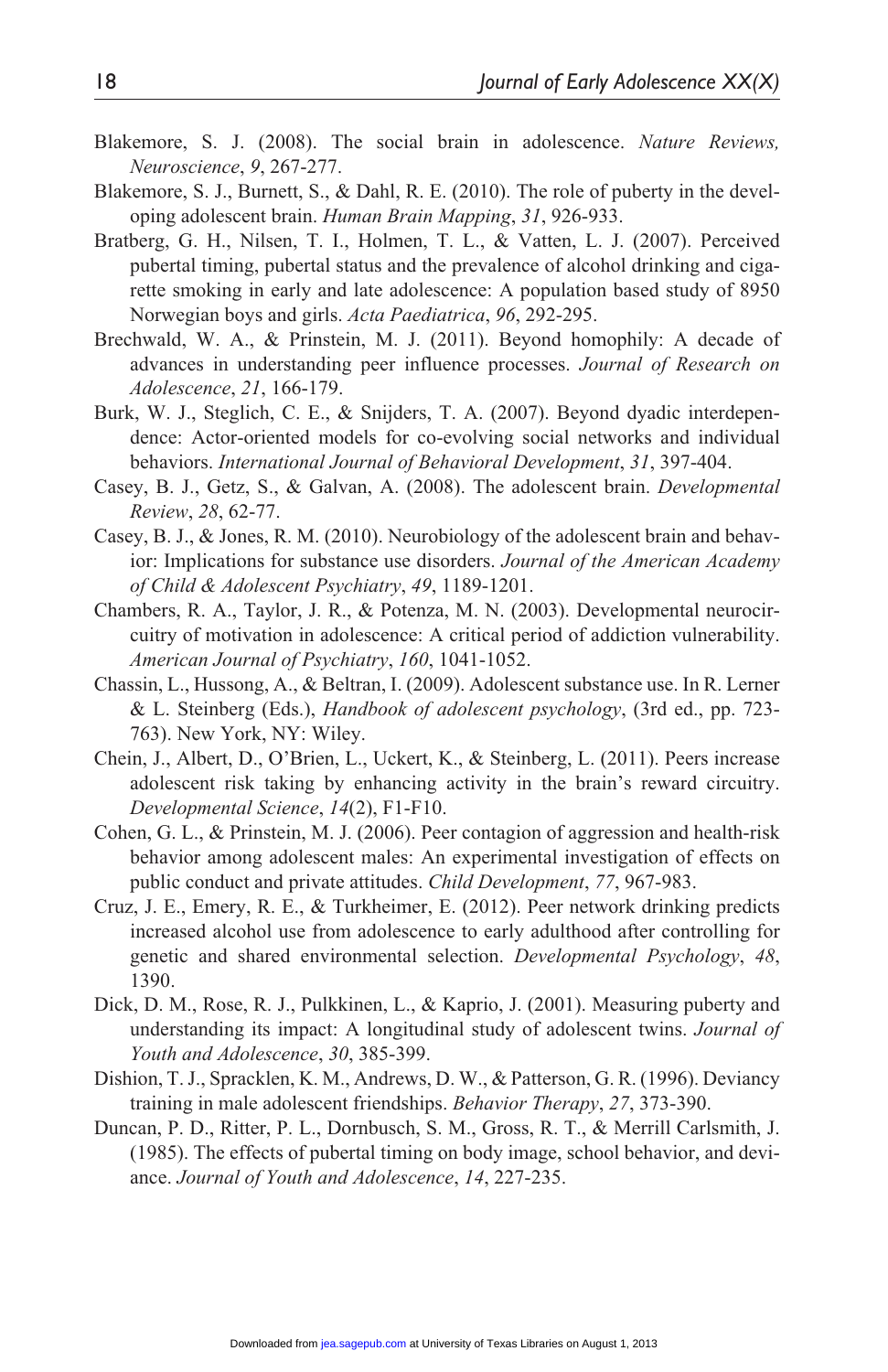Blakemore, S. J. (2008). The social brain in adolescence. *Nature Reviews, Neuroscience*, *9*, 267-277.

Blakemore, S. J., Burnett, S., & Dahl, R. E. (2010). The role of puberty in the developing adolescent brain. *Human Brain Mapping*, *31*, 926-933.

Bratberg, G. H., Nilsen, T. I., Holmen, T. L., & Vatten, L. J. (2007). Perceived pubertal timing, pubertal status and the prevalence of alcohol drinking and cigarette smoking in early and late adolescence: A population based study of 8950 Norwegian boys and girls. *Acta Paediatrica*, *96*, 292-295.

Brechwald, W. A., & Prinstein, M. J. (2011). Beyond homophily: A decade of advances in understanding peer influence processes. *Journal of Research on Adolescence*, *21*, 166-179.

Burk, W. J., Steglich, C. E., & Snijders, T. A. (2007). Beyond dyadic interdependence: Actor-oriented models for co-evolving social networks and individual behaviors. *International Journal of Behavioral Development*, *31*, 397-404.

Casey, B. J., Getz, S., & Galvan, A. (2008). The adolescent brain. *Developmental Review*, *28*, 62-77.

Casey, B. J., & Jones, R. M. (2010). Neurobiology of the adolescent brain and behavior: Implications for substance use disorders. *Journal of the American Academy of Child & Adolescent Psychiatry*, *49*, 1189-1201.

Chambers, R. A., Taylor, J. R., & Potenza, M. N. (2003). Developmental neurocircuitry of motivation in adolescence: A critical period of addiction vulnerability. *American Journal of Psychiatry*, *160*, 1041-1052.

Chassin, L., Hussong, A., & Beltran, I. (2009). Adolescent substance use. In R. Lerner & L. Steinberg (Eds.), *Handbook of adolescent psychology*, (3rd ed., pp. 723-763). New York, NY: Wiley.

Chein, J., Albert, D., O'Brien, L., Uckert, K., & Steinberg, L. (2011). Peers increase adolescent risk taking by enhancing activity in the brain's reward circuitry. *Developmental Science*, *14*(2), F1-F10.

Cohen, G. L., & Prinstein, M. J. (2006). Peer contagion of aggression and health-risk behavior among adolescent males: An experimental investigation of effects on public conduct and private attitudes. *Child Development*, *77*, 967-983.

Cruz, J. E., Emery, R. E., & Turkheimer, E. (2012). Peer network drinking predicts increased alcohol use from adolescence to early adulthood after controlling for genetic and shared environmental selection. *Developmental Psychology*, *48*, 1390.

Dick, D. M., Rose, R. J., Pulkkinen, L., & Kaprio, J. (2001). Measuring puberty and understanding its impact: A longitudinal study of adolescent twins. *Journal of Youth and Adolescence*, *30*, 385-399.

Dishion, T. J., Spracklen, K. M., Andrews, D. W., & Patterson, G. R. (1996). Deviancy training in male adolescent friendships. *Behavior Therapy*, *27*, 373-390.

Duncan, P. D., Ritter, P. L., Dornbusch, S. M., Gross, R. T., & Merrill Carlsmith, J. (1985). The effects of pubertal timing on body image, school behavior, and deviance. *Journal of Youth and Adolescence*, *14*, 227-235.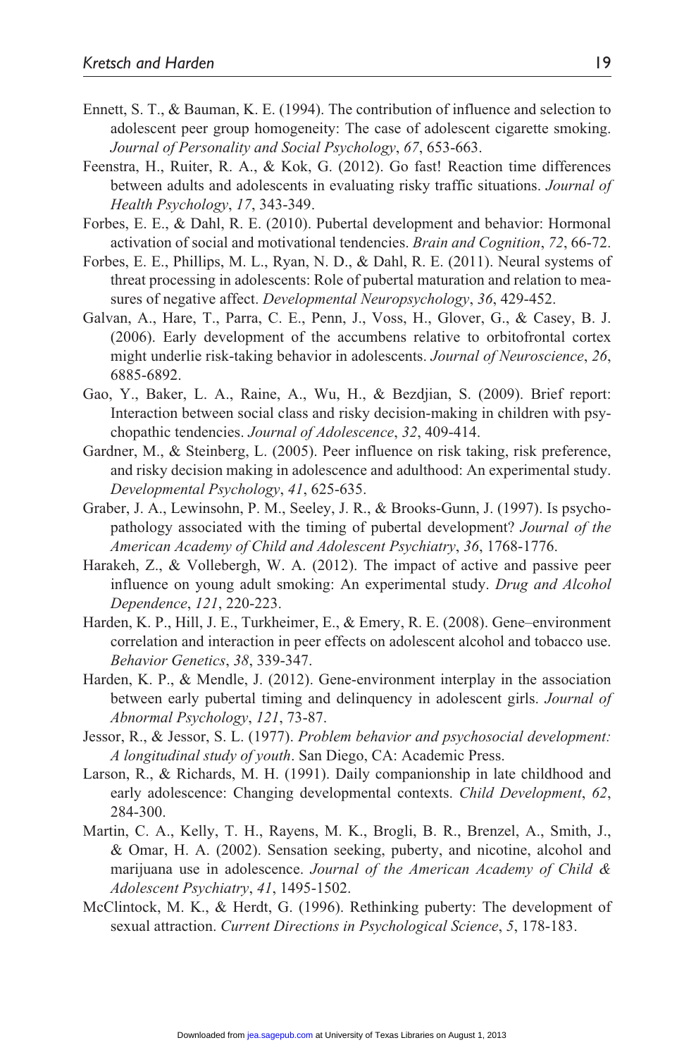Ennett, S. T., & Bauman, K. E. (1994). The contribution of influence and selection to adolescent peer group homogeneity: The case of adolescent cigarette smoking. *Journal of Personality and Social Psychology*, *67*, 653-663.

Feenstra, H., Ruiter, R. A., & Kok, G. (2012). Go fast! Reaction time differences between adults and adolescents in evaluating risky traffic situations. *Journal of Health Psychology*, *17*, 343-349.

Forbes, E. E., & Dahl, R. E. (2010). Pubertal development and behavior: Hormonal activation of social and motivational tendencies. *Brain and Cognition*, *72*, 66-72.

Forbes, E. E., Phillips, M. L., Ryan, N. D., & Dahl, R. E. (2011). Neural systems of threat processing in adolescents: Role of pubertal maturation and relation to measures of negative affect. *Developmental Neuropsychology*, *36*, 429-452.

Galvan, A., Hare, T., Parra, C. E., Penn, J., Voss, H., Glover, G., & Casey, B. J. (2006). Early development of the accumbens relative to orbitofrontal cortex might underlie risk-taking behavior in adolescents. *Journal of Neuroscience*, *26*, 6885-6892.

Gao, Y., Baker, L. A., Raine, A., Wu, H., & Bezdjian, S. (2009). Brief report: Interaction between social class and risky decision-making in children with psychopathic tendencies. *Journal of Adolescence*, *32*, 409-414.

Gardner, M., & Steinberg, L. (2005). Peer influence on risk taking, risk preference, and risky decision making in adolescence and adulthood: An experimental study. *Developmental Psychology*, *41*, 625-635.

Graber, J. A., Lewinsohn, P. M., Seeley, J. R., & Brooks-Gunn, J. (1997). Is psychopathology associated with the timing of pubertal development? *Journal of the American Academy of Child and Adolescent Psychiatry*, *36*, 1768-1776.

Harakeh, Z., & Vollebergh, W. A. (2012). The impact of active and passive peer influence on young adult smoking: An experimental study. *Drug and Alcohol Dependence*, *121*, 220-223.

Harden, K. P., Hill, J. E., Turkheimer, E., & Emery, R. E. (2008). Gene–environment correlation and interaction in peer effects on adolescent alcohol and tobacco use. *Behavior Genetics*, *38*, 339-347.

Harden, K. P., & Mendle, J. (2012). Gene-environment interplay in the association between early pubertal timing and delinquency in adolescent girls. *Journal of Abnormal Psychology*, *121*, 73-87.

Jessor, R., & Jessor, S. L. (1977). *Problem behavior and psychosocial development: A longitudinal study of youth*. San Diego, CA: Academic Press.

Larson, R., & Richards, M. H. (1991). Daily companionship in late childhood and early adolescence: Changing developmental contexts. *Child Development*, *62*, 284-300.

Martin, C. A., Kelly, T. H., Rayens, M. K., Brogli, B. R., Brenzel, A., Smith, J., & Omar, H. A. (2002). Sensation seeking, puberty, and nicotine, alcohol and marijuana use in adolescence. *Journal of the American Academy of Child & Adolescent Psychiatry*, *41*, 1495-1502.

McClintock, M. K., & Herdt, G. (1996). Rethinking puberty: The development of sexual attraction. *Current Directions in Psychological Science*, *5*, 178-183.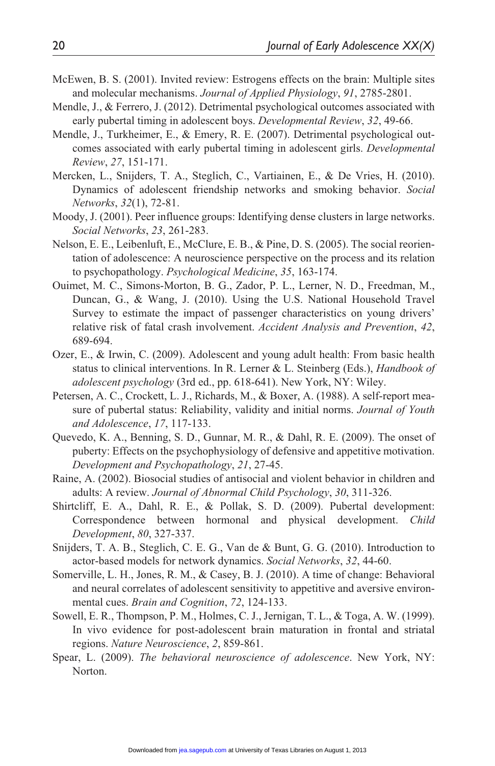McEwen, B. S. (2001). Invited review: Estrogens effects on the brain: Multiple sites and molecular mechanisms. *Journal of Applied Physiology*, *91*, 2785-2801.

Mendle, J., & Ferrero, J. (2012). Detrimental psychological outcomes associated with early pubertal timing in adolescent boys. *Developmental Review*, *32*, 49-66.

Mendle, J., Turkheimer, E., & Emery, R. E. (2007). Detrimental psychological outcomes associated with early pubertal timing in adolescent girls. *Developmental Review*, *27*, 151-171.

Mercken, L., Snijders, T. A., Steglich, C., Vartiainen, E., & De Vries, H. (2010). Dynamics of adolescent friendship networks and smoking behavior. *Social Networks*, *32*(1), 72-81.

Moody, J. (2001). Peer influence groups: Identifying dense clusters in large networks. *Social Networks*, *23*, 261-283.

Nelson, E. E., Leibenluft, E., McClure, E. B., & Pine, D. S. (2005). The social reorientation of adolescence: A neuroscience perspective on the process and its relation to psychopathology. *Psychological Medicine*, *35*, 163-174.

Ouimet, M. C., Simons-Morton, B. G., Zador, P. L., Lerner, N. D., Freedman, M., Duncan, G., & Wang, J. (2010). Using the U.S. National Household Travel Survey to estimate the impact of passenger characteristics on young drivers' relative risk of fatal crash involvement. *Accident Analysis and Prevention*, *42*, 689-694.

Ozer, E., & Irwin, C. (2009). Adolescent and young adult health: From basic health status to clinical interventions. In R. Lerner & L. Steinberg (Eds.), *Handbook of adolescent psychology* (3rd ed., pp. 618-641). New York, NY: Wiley.

Petersen, A. C., Crockett, L. J., Richards, M., & Boxer, A. (1988). A self-report measure of pubertal status: Reliability, validity and initial norms. *Journal of Youth and Adolescence*, *17*, 117-133.

Quevedo, K. A., Benning, S. D., Gunnar, M. R., & Dahl, R. E. (2009). The onset of puberty: Effects on the psychophysiology of defensive and appetitive motivation. *Development and Psychopathology*, *21*, 27-45.

Raine, A. (2002). Biosocial studies of antisocial and violent behavior in children and adults: A review. *Journal of Abnormal Child Psychology*, *30*, 311-326.

Shirtcliff, E. A., Dahl, R. E., & Pollak, S. D. (2009). Pubertal development: Correspondence between hormonal and physical development. *Child Development*, *80*, 327-337.

Snijders, T. A. B., Steglich, C. E. G., Van de & Bunt, G. G. (2010). Introduction to actor-based models for network dynamics. *Social Networks*, *32*, 44-60.

Somerville, L. H., Jones, R. M., & Casey, B. J. (2010). A time of change: Behavioral and neural correlates of adolescent sensitivity to appetitive and aversive environmental cues. *Brain and Cognition*, *72*, 124-133.

Sowell, E. R., Thompson, P. M., Holmes, C. J., Jernigan, T. L., & Toga, A. W. (1999). In vivo evidence for post-adolescent brain maturation in frontal and striatal regions. *Nature Neuroscience*, *2*, 859-861.

Spear, L. (2009). *The behavioral neuroscience of adolescence*. New York, NY: Norton.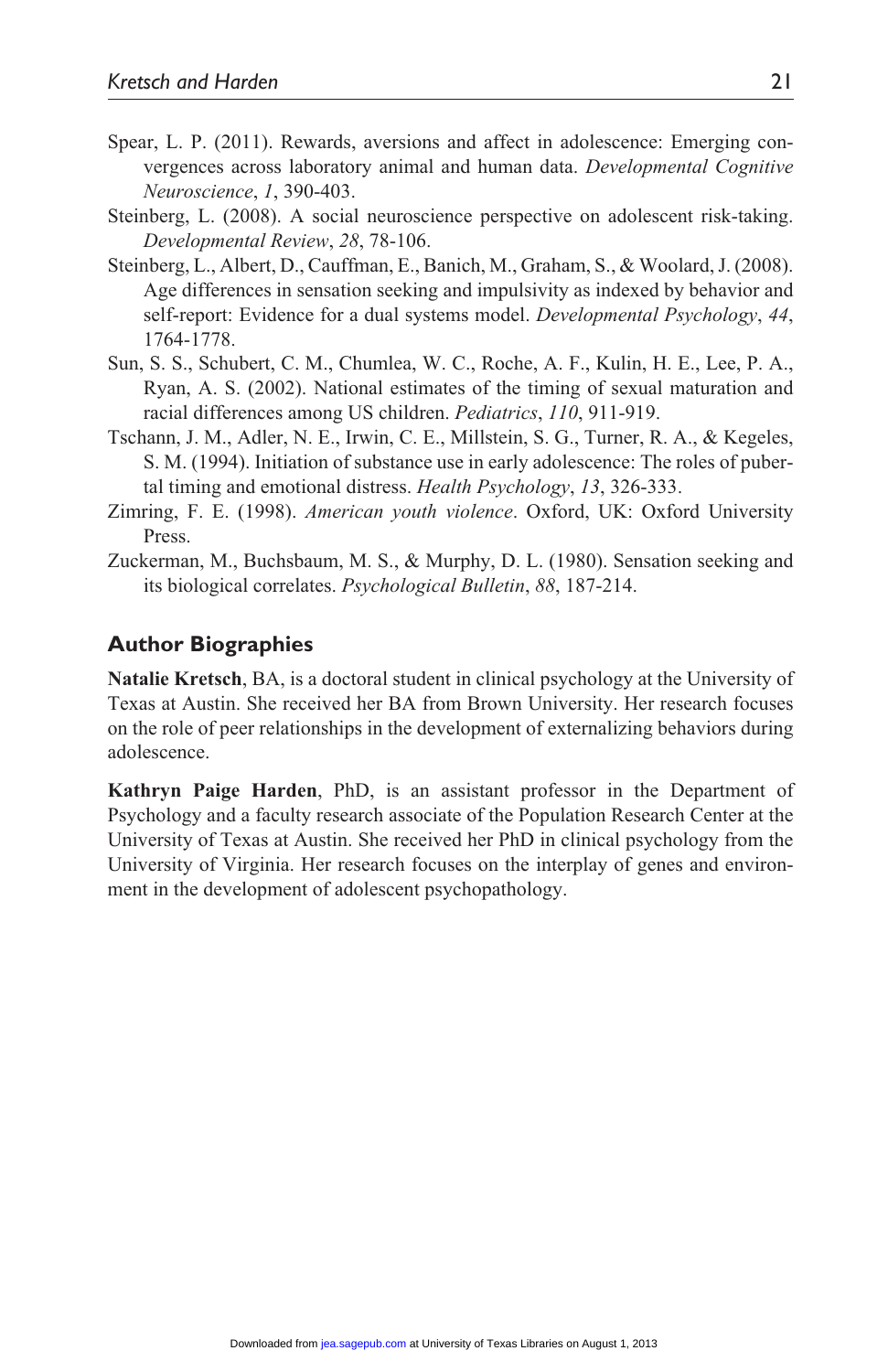Spear, L. P. (2011). Rewards, aversions and affect in adolescence: Emerging convergences across laboratory animal and human data. *Developmental Cognitive Neuroscience*, *1*, 390-403.

Steinberg, L. (2008). A social neuroscience perspective on adolescent risk-taking. *Developmental Review*, *28*, 78-106.

Steinberg, L., Albert, D., Cauffman, E., Banich, M., Graham, S., & Woolard, J. (2008). Age differences in sensation seeking and impulsivity as indexed by behavior and self-report: Evidence for a dual systems model. *Developmental Psychology*, *44*, 1764-1778.

Sun, S. S., Schubert, C. M., Chumlea, W. C., Roche, A. F., Kulin, H. E., Lee, P. A., Ryan, A. S. (2002). National estimates of the timing of sexual maturation and racial differences among US children. *Pediatrics*, *110*, 911-919.

Tschann, J. M., Adler, N. E., Irwin, C. E., Millstein, S. G., Turner, R. A., & Kegeles, S. M. (1994). Initiation of substance use in early adolescence: The roles of pubertal timing and emotional distress. *Health Psychology*, *13*, 326-333.

Zimring, F. E. (1998). *American youth violence*. Oxford, UK: Oxford University Press.

Zuckerman, M., Buchsbaum, M. S., & Murphy, D. L. (1980). Sensation seeking and its biological correlates. *Psychological Bulletin*, *88*, 187-214.

## Author Biographies

**Natalie Kretsch**, BA, is a doctoral student in clinical psychology at the University of Texas at Austin. She received her BA from Brown University. Her research focuses on the role of peer relationships in the development of externalizing behaviors during adolescence.

**Kathryn Paige Harden**, PhD, is an assistant professor in the Department of Psychology and a faculty research associate of the Population Research Center at the University of Texas at Austin. She received her PhD in clinical psychology from the University of Virginia. Her research focuses on the interplay of genes and environment in the development of adolescent psychopathology.